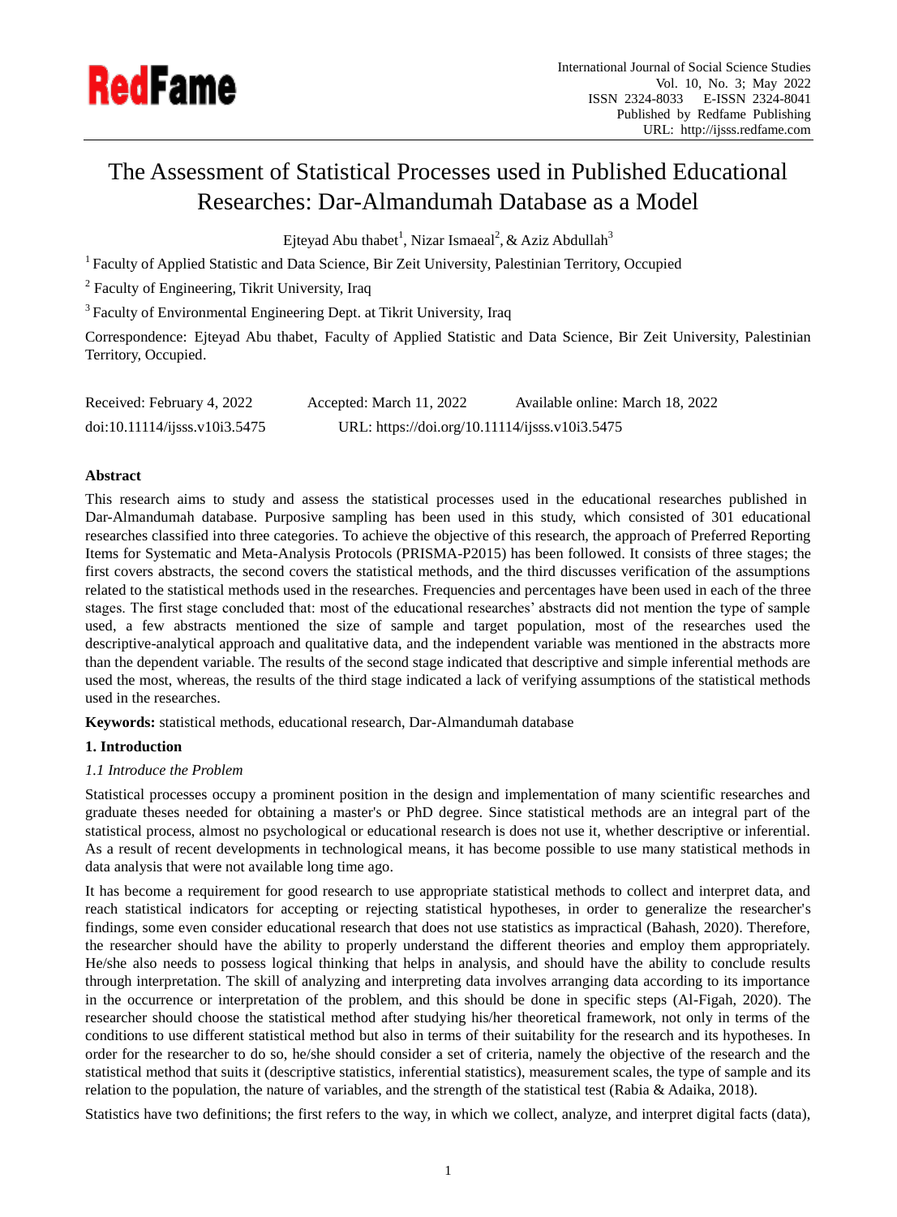# The Assessment of Statistical Processes used in Published Educational Researches: Dar-Almandumah Database as a Model

Ejteyad Abu thabet[1], Nizar Ismaeal[2], & Aziz Abdullah[3]

[1] Faculty of Applied Statistic and Data Science, Bir Zeit University, Palestinian Territory, Occupied

[2] Faculty of Engineering, Tikrit University, Iraq

[3] Faculty of Environmental Engineering Dept. at Tikrit University, Iraq

Correspondence: Ejteyad Abu thabet, Faculty of Applied Statistic and Data Science, Bir Zeit University, Palestinian Territory, Occupied.

Received: February 4, 2022 Accepted: March 11, 2022 Available online: March 18, 2022

doi:10.11114/ijsss.v10i3.5475 URL: https://doi.org/10.11114/ijsss.v10i3.5475

**Abstract**

This research aims to study and assess the statistical processes used in the educational researches published in Dar-Almandumah database. Purposive sampling has been used in this study, which consisted of 301 educational researches classified into three categories. To achieve the objective of this research, the approach of Preferred Reporting Items for Systematic and Meta-Analysis Protocols (PRISMA-P2015) has been followed. It consists of three stages; the first covers abstracts, the second covers the statistical methods, and the third discusses verification of the assumptions related to the statistical methods used in the researches. Frequencies and percentages have been used in each of the three stages. The first stage concluded that: most of the educational researches' abstracts did not mention the type of sample used, a few abstracts mentioned the size of sample and target population, most of the researches used the descriptive-analytical approach and qualitative data, and the independent variable was mentioned in the abstracts more than the dependent variable. The results of the second stage indicated that descriptive and simple inferential methods are used the most, whereas, the results of the third stage indicated a lack of verifying assumptions of the statistical methods used in the researches.

**Keywords:** statistical methods, educational research, Dar-Almandumah database

## 1. Introduction

### *1.1 Introduce the Problem*

Statistical processes occupy a prominent position in the design and implementation of many scientific researches and graduate theses needed for obtaining a master's or PhD degree. Since statistical methods are an integral part of the statistical process, almost no psychological or educational research is does not use it, whether descriptive or inferential. As a result of recent developments in technological means, it has become possible to use many statistical methods in data analysis that were not available long time ago.

It has become a requirement for good research to use appropriate statistical methods to collect and interpret data, and reach statistical indicators for accepting or rejecting statistical hypotheses, in order to generalize the researcher's findings, some even consider educational research that does not use statistics as impractical (Bahash, 2020). Therefore, the researcher should have the ability to properly understand the different theories and employ them appropriately. He/she also needs to possess logical thinking that helps in analysis, and should have the ability to conclude results through interpretation. The skill of analyzing and interpreting data involves arranging data according to its importance in the occurrence or interpretation of the problem, and this should be done in specific steps (Al-Figah, 2020). The researcher should choose the statistical method after studying his/her theoretical framework, not only in terms of the conditions to use different statistical method but also in terms of their suitability for the research and its hypotheses. In order for the researcher to do so, he/she should consider a set of criteria, namely the objective of the research and the statistical method that suits it (descriptive statistics, inferential statistics), measurement scales, the type of sample and its relation to the population, the nature of variables, and the strength of the statistical test (Rabia & Adaika, 2018).

Statistics have two definitions; the first refers to the way, in which we collect, analyze, and interpret digital facts (data),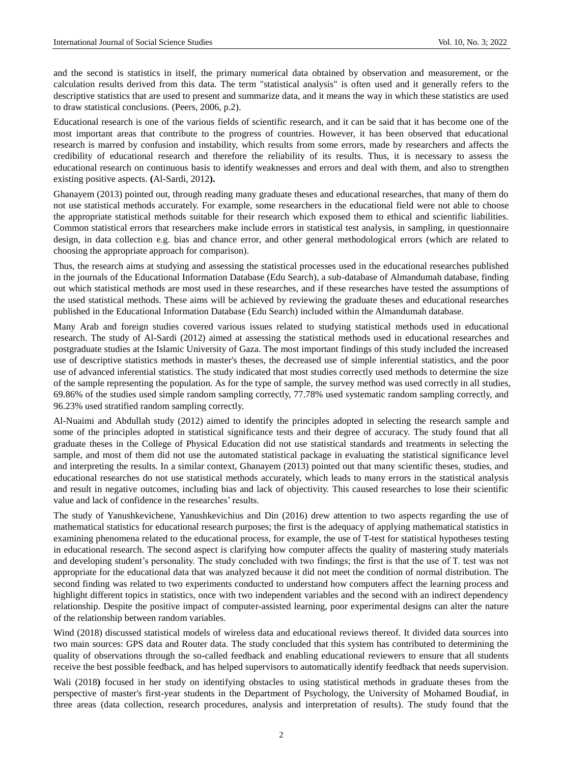and the second is statistics in itself, the primary numerical data obtained by observation and measurement, or the calculation results derived from this data. The term "statistical analysis" is often used and it generally refers to the descriptive statistics that are used to present and summarize data, and it means the way in which these statistics are used to draw statistical conclusions. (Peers, 2006, p.2).

Educational research is one of the various fields of scientific research, and it can be said that it has become one of the most important areas that contribute to the progress of countries. However, it has been observed that educational research is marred by confusion and instability, which results from some errors, made by researchers and affects the credibility of educational research and therefore the reliability of its results. Thus, it is necessary to assess the educational research on continuous basis to identify weaknesses and errors and deal with them, and also to strengthen existing positive aspects. **(**Al-Sardi, 2012**).**

Ghanayem (2013) pointed out, through reading many graduate theses and educational researches, that many of them do not use statistical methods accurately. For example, some researchers in the educational field were not able to choose the appropriate statistical methods suitable for their research which exposed them to ethical and scientific liabilities. Common statistical errors that researchers make include errors in statistical test analysis, in sampling, in questionnaire design, in data collection e.g. bias and chance error, and other general methodological errors (which are related to choosing the appropriate approach for comparison).

Thus, the research aims at studying and assessing the statistical processes used in the educational researches published in the journals of the Educational Information Database (Edu Search), a sub-database of Almandumah database, finding out which statistical methods are most used in these researches, and if these researches have tested the assumptions of the used statistical methods. These aims will be achieved by reviewing the graduate theses and educational researches published in the Educational Information Database (Edu Search) included within the Almandumah database.

Many Arab and foreign studies covered various issues related to studying statistical methods used in educational research. The study of Al-Sardi (2012) aimed at assessing the statistical methods used in educational researches and postgraduate studies at the Islamic University of Gaza. The most important findings of this study included the increased use of descriptive statistics methods in master's theses, the decreased use of simple inferential statistics, and the poor use of advanced inferential statistics. The study indicated that most studies correctly used methods to determine the size of the sample representing the population. As for the type of sample, the survey method was used correctly in all studies, 69.86% of the studies used simple random sampling correctly, 77.78% used systematic random sampling correctly, and 96.23% used stratified random sampling correctly.

Al-Nuaimi and Abdullah study (2012) aimed to identify the principles adopted in selecting the research sample and some of the principles adopted in statistical significance tests and their degree of accuracy. The study found that all graduate theses in the College of Physical Education did not use statistical standards and treatments in selecting the sample, and most of them did not use the automated statistical package in evaluating the statistical significance level and interpreting the results. In a similar context, Ghanayem (2013) pointed out that many scientific theses, studies, and educational researches do not use statistical methods accurately, which leads to many errors in the statistical analysis and result in negative outcomes, including bias and lack of objectivity. This caused researches to lose their scientific value and lack of confidence in the researches' results.

The study of Yanushkevichene, Yanushkevichius and Din (2016) drew attention to two aspects regarding the use of mathematical statistics for educational research purposes; the first is the adequacy of applying mathematical statistics in examining phenomena related to the educational process, for example, the use of T-test for statistical hypotheses testing in educational research. The second aspect is clarifying how computer affects the quality of mastering study materials and developing student's personality. The study concluded with two findings; the first is that the use of T. test was not appropriate for the educational data that was analyzed because it did not meet the condition of normal distribution. The second finding was related to two experiments conducted to understand how computers affect the learning process and highlight different topics in statistics, once with two independent variables and the second with an indirect dependency relationship. Despite the positive impact of computer-assisted learning, poor experimental designs can alter the nature of the relationship between random variables.

Wind (2018) discussed statistical models of wireless data and educational reviews thereof. It divided data sources into two main sources: GPS data and Router data. The study concluded that this system has contributed to determining the quality of observations through the so-called feedback and enabling educational reviewers to ensure that all students receive the best possible feedback, and has helped supervisors to automatically identify feedback that needs supervision.

Wali (2018**)** focused in her study on identifying obstacles to using statistical methods in graduate theses from the perspective of master's first-year students in the Department of Psychology, the University of Mohamed Boudiaf, in three areas (data collection, research procedures, analysis and interpretation of results). The study found that the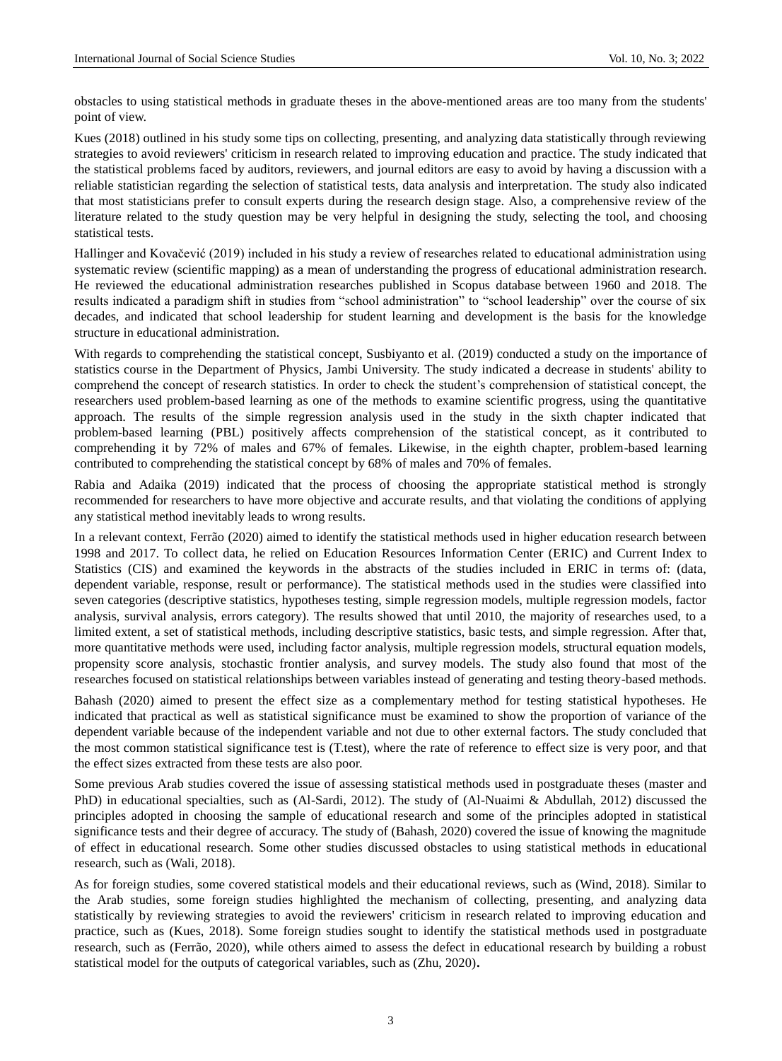obstacles to using statistical methods in graduate theses in the above-mentioned areas are too many from the students' point of view.

Kues (2018) outlined in his study some tips on collecting, presenting, and analyzing data statistically through reviewing strategies to avoid reviewers' criticism in research related to improving education and practice. The study indicated that the statistical problems faced by auditors, reviewers, and journal editors are easy to avoid by having a discussion with a reliable statistician regarding the selection of statistical tests, data analysis and interpretation. The study also indicated that most statisticians prefer to consult experts during the research design stage. Also, a comprehensive review of the literature related to the study question may be very helpful in designing the study, selecting the tool, and choosing statistical tests.

Hallinger and Kovačević (2019) included in his study a review of researches related to educational administration using systematic review (scientific mapping) as a mean of understanding the progress of educational administration research. He reviewed the educational administration researches published in Scopus database between 1960 and 2018. The results indicated a paradigm shift in studies from "school administration" to "school leadership" over the course of six decades, and indicated that school leadership for student learning and development is the basis for the knowledge structure in educational administration.

With regards to comprehending the statistical concept, Susbiyanto et al. (2019) conducted a study on the importance of statistics course in the Department of Physics, Jambi University. The study indicated a decrease in students' ability to comprehend the concept of research statistics. In order to check the student's comprehension of statistical concept, the researchers used problem-based learning as one of the methods to examine scientific progress, using the quantitative approach. The results of the simple regression analysis used in the study in the sixth chapter indicated that problem-based learning (PBL) positively affects comprehension of the statistical concept, as it contributed to comprehending it by 72% of males and 67% of females. Likewise, in the eighth chapter, problem-based learning contributed to comprehending the statistical concept by 68% of males and 70% of females.

Rabia and Adaika (2019) indicated that the process of choosing the appropriate statistical method is strongly recommended for researchers to have more objective and accurate results, and that violating the conditions of applying any statistical method inevitably leads to wrong results.

In a relevant context, Ferrão (2020) aimed to identify the statistical methods used in higher education research between 1998 and 2017. To collect data, he relied on Education Resources Information Center (ERIC) and Current Index to Statistics (CIS) and examined the keywords in the abstracts of the studies included in ERIC in terms of: (data, dependent variable, response, result or performance). The statistical methods used in the studies were classified into seven categories (descriptive statistics, hypotheses testing, simple regression models, multiple regression models, factor analysis, survival analysis, errors category). The results showed that until 2010, the majority of researches used, to a limited extent, a set of statistical methods, including descriptive statistics, basic tests, and simple regression. After that, more quantitative methods were used, including factor analysis, multiple regression models, structural equation models, propensity score analysis, stochastic frontier analysis, and survey models. The study also found that most of the researches focused on statistical relationships between variables instead of generating and testing theory-based methods.

Bahash (2020) aimed to present the effect size as a complementary method for testing statistical hypotheses. He indicated that practical as well as statistical significance must be examined to show the proportion of variance of the dependent variable because of the independent variable and not due to other external factors. The study concluded that the most common statistical significance test is (T.test), where the rate of reference to effect size is very poor, and that the effect sizes extracted from these tests are also poor.

Some previous Arab studies covered the issue of assessing statistical methods used in postgraduate theses (master and PhD) in educational specialties, such as (Al-Sardi, 2012). The study of (Al-Nuaimi & Abdullah, 2012) discussed the principles adopted in choosing the sample of educational research and some of the principles adopted in statistical significance tests and their degree of accuracy. The study of (Bahash, 2020) covered the issue of knowing the magnitude of effect in educational research. Some other studies discussed obstacles to using statistical methods in educational research, such as (Wali, 2018).

As for foreign studies, some covered statistical models and their educational reviews, such as (Wind, 2018). Similar to the Arab studies, some foreign studies highlighted the mechanism of collecting, presenting, and analyzing data statistically by reviewing strategies to avoid the reviewers' criticism in research related to improving education and practice, such as (Kues, 2018). Some foreign studies sought to identify the statistical methods used in postgraduate research, such as (Ferrão, 2020), while others aimed to assess the defect in educational research by building a robust statistical model for the outputs of categorical variables, such as (Zhu, 2020).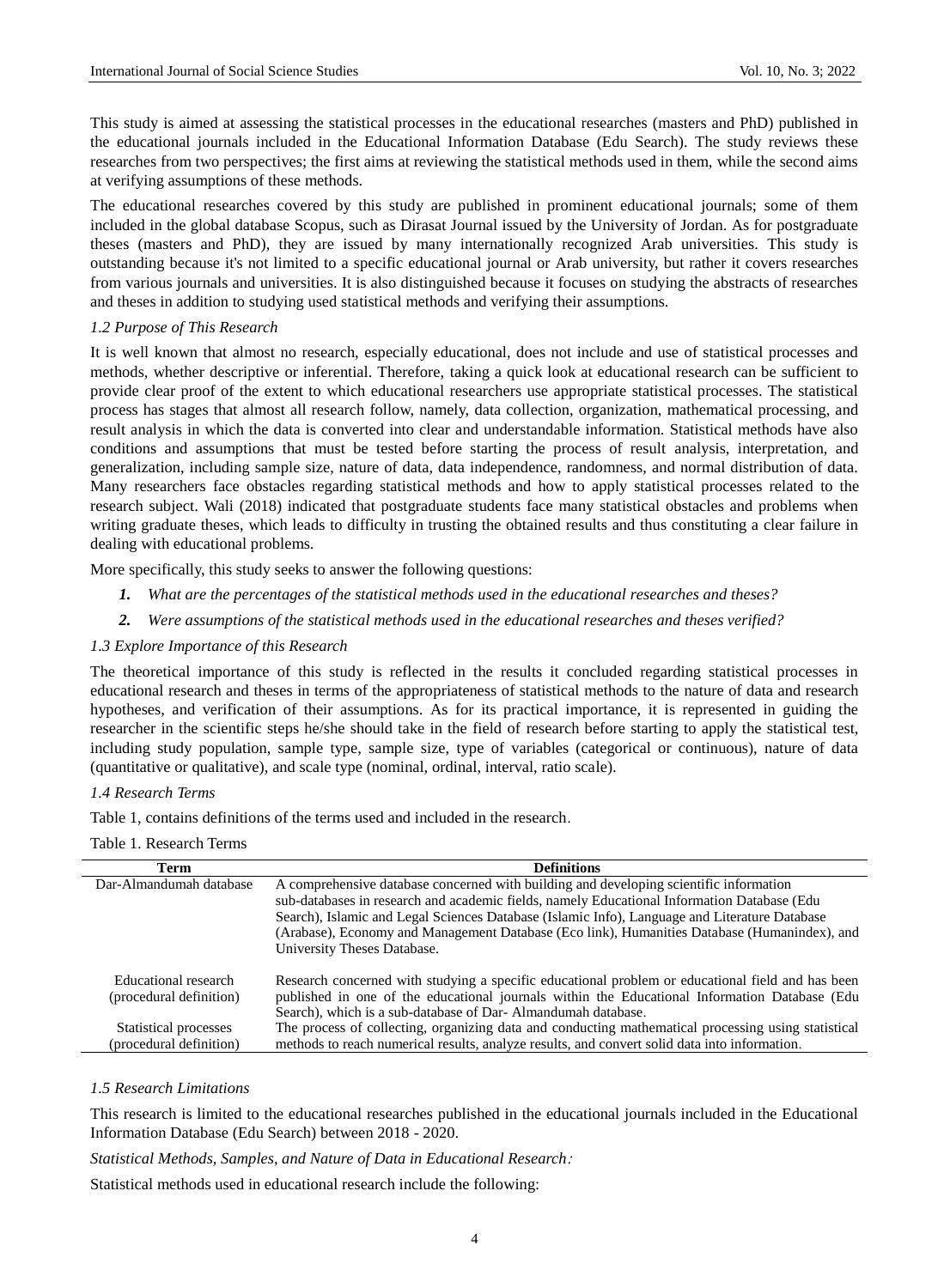This study is aimed at assessing the statistical processes in the educational researches (masters and PhD) published in the educational journals included in the Educational Information Database (Edu Search). The study reviews these researches from two perspectives; the first aims at reviewing the statistical methods used in them, while the second aims at verifying assumptions of these methods.

The educational researches covered by this study are published in prominent educational journals; some of them included in the global database Scopus, such as Dirasat Journal issued by the University of Jordan. As for postgraduate theses (masters and PhD), they are issued by many internationally recognized Arab universities. This study is outstanding because it's not limited to a specific educational journal or Arab university, but rather it covers researches from various journals and universities. It is also distinguished because it focuses on studying the abstracts of researches and theses in addition to studying used statistical methods and verifying their assumptions.

### 1.2 Purpose of This Research

It is well known that almost no research, especially educational, does not include and use of statistical processes and methods, whether descriptive or inferential. Therefore, taking a quick look at educational research can be sufficient to provide clear proof of the extent to which educational researchers use appropriate statistical processes. The statistical process has stages that almost all research follow, namely, data collection, organization, mathematical processing, and result analysis in which the data is converted into clear and understandable information. Statistical methods have also conditions and assumptions that must be tested before starting the process of result analysis, interpretation, and generalization, including sample size, nature of data, data independence, randomness, and normal distribution of data. Many researchers face obstacles regarding statistical methods and how to apply statistical processes related to the research subject. Wali (2018) indicated that postgraduate students face many statistical obstacles and problems when writing graduate theses, which leads to difficulty in trusting the obtained results and thus constituting a clear failure in dealing with educational problems.

More specifically, this study seeks to answer the following questions:

1. *What are the percentages of the statistical methods used in the educational researches and theses?*
2. *Were assumptions of the statistical methods used in the educational researches and theses verified?*

### 1.3 Explore Importance of this Research

The theoretical importance of this study is reflected in the results it concluded regarding statistical processes in educational research and theses in terms of the appropriateness of statistical methods to the nature of data and research hypotheses, and verification of their assumptions. As for its practical importance, it is represented in guiding the researcher in the scientific steps he/she should take in the field of research before starting to apply the statistical test, including study population, sample type, sample size, type of variables (categorical or continuous), nature of data (quantitative or qualitative), and scale type (nominal, ordinal, interval, ratio scale).

### 1.4 Research Terms

Table 1, contains definitions of the terms used and included in the research.

Table 1. Research Terms

| Term | Definitions |
|---|---|
| Dar-Almandumah database | A comprehensive database concerned with building and developing scientific information sub-databases in research and academic fields, namely Educational Information Database (Edu Search), Islamic and Legal Sciences Database (Islamic Info), Language and Literature Database (Arabase), Economy and Management Database (Eco link), Humanities Database (Humanindex), and University Theses Database. |
| Educational research (procedural definition) | Research concerned with studying a specific educational problem or educational field and has been published in one of the educational journals within the Educational Information Database (Edu Search), which is a sub-database of Dar- Almandumah database. |
| Statistical processes (procedural definition) | The process of collecting, organizing data and conducting mathematical processing using statistical methods to reach numerical results, analyze results, and convert solid data into information. |

### 1.5 Research Limitations

This research is limited to the educational researches published in the educational journals included in the Educational Information Database (Edu Search) between 2018 - 2020.

*Statistical Methods, Samples, and Nature of Data in Educational Research*:

Statistical methods used in educational research include the following: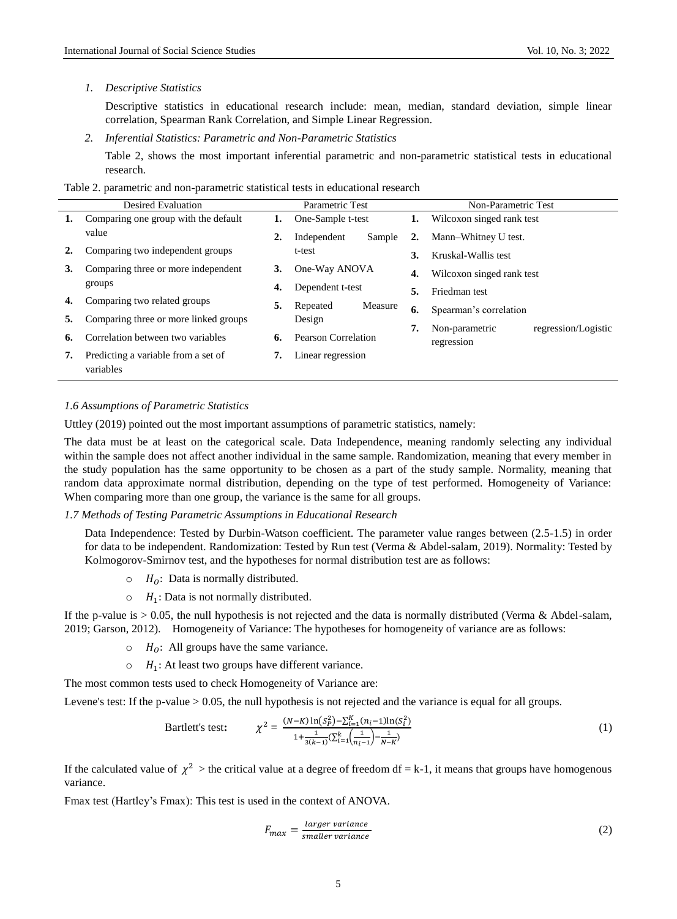*1. Descriptive Statistics*

Descriptive statistics in educational research include: mean, median, standard deviation, simple linear correlation, Spearman Rank Correlation, and Simple Linear Regression.

*2. Inferential Statistics: Parametric and Non-Parametric Statistics*

Table 2, shows the most important inferential parametric and non-parametric statistical tests in educational research.

Table 2. parametric and non-parametric statistical tests in educational research

| Desired Evaluation | Parametric Test | Non-Parametric Test |
|---|---|---|
| 1. Comparing one group with the default value | 1. One-Sample t-test | 1. Wilcoxon singed rank test |
| 2. Comparing two independent groups | 2. Independent Sample t-test | 2. Mann–Whitney U test. |
| 3. Comparing three or more independent groups | 3. One-Way ANOVA | 3. Kruskal-Wallis test |
| 4. Comparing two related groups | 4. Dependent t-test | 4. Wilcoxon singed rank test |
| 5. Comparing three or more linked groups | 5. Repeated Measure Design | 5. Friedman test |
| 6. Correlation between two variables | 6. Pearson Correlation | 6. Spearman's correlation |
| 7. Predicting a variable from a set of variables | 7. Linear regression | 7. Non-parametric regression/Logistic regression |

### *1.6 Assumptions of Parametric Statistics*

Uttley (2019) pointed out the most important assumptions of parametric statistics, namely:

The data must be at least on the categorical scale. Data Independence, meaning randomly selecting any individual within the sample does not affect another individual in the same sample. Randomization, meaning that every member in the study population has the same opportunity to be chosen as a part of the study sample. Normality, meaning that random data approximate normal distribution, depending on the type of test performed. Homogeneity of Variance: When comparing more than one group, the variance is the same for all groups.

### *1.7 Methods of Testing Parametric Assumptions in Educational Research*

Data Independence: Tested by Durbin-Watson coefficient. The parameter value ranges between (2.5-1.5) in order for data to be independent. Randomization: Tested by Run test (Verma & Abdel-salam, 2019). Normality: Tested by Kolmogorov-Smirnov test, and the hypotheses for normal distribution test are as follows:

- $H_O$: Data is normally distributed.
- $H_1$: Data is not normally distributed.

If the p-value is > 0.05, the null hypothesis is not rejected and the data is normally distributed (Verma & Abdel-salam, 2019; Garson, 2012). Homogeneity of Variance: The hypotheses for homogeneity of variance are as follows:

- $H_O$: All groups have the same variance.
- $H_1$: At least two groups have different variance.

The most common tests used to check Homogeneity of Variance are:

Levene's test: If the p-value > 0.05, the null hypothesis is not rejected and the variance is equal for all groups.

Bartlett's test:

$$\chi^2 = \frac{(N-K)\ln(S_P^2) - \sum_{i=1}^{K}(n_i-1)\ln(S_i^2)}{1+\frac{1}{3(k-1)}\left(\sum_{i=1}^{k}\left(\frac{1}{n_i-1}\right)-\frac{1}{N-K}\right)} \tag{1}$$

If the calculated value of $\chi^2$ > the critical value at a degree of freedom df = k-1, it means that groups have homogenous variance.

Fmax test (Hartley's Fmax): This test is used in the context of ANOVA.

$$F_{max} = \frac{larger\ variance}{smaller\ variance} \tag{2}$$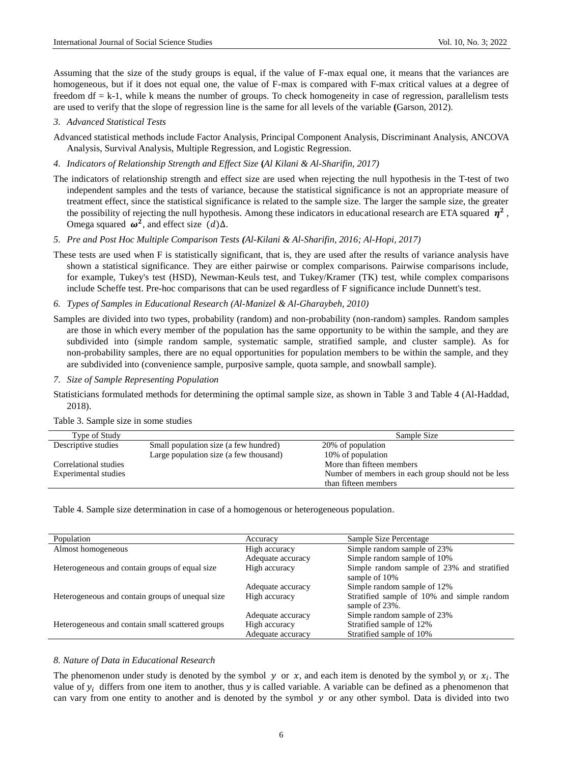Assuming that the size of the study groups is equal, if the value of F-max equal one, it means that the variances are homogeneous, but if it does not equal one, the value of F-max is compared with F-max critical values at a degree of freedom df = k-1, while k means the number of groups. To check homogeneity in case of regression, parallelism tests are used to verify that the slope of regression line is the same for all levels of the variable **(**Garson, 2012).

*3. Advanced Statistical Tests*

Advanced statistical methods include Factor Analysis, Principal Component Analysis, Discriminant Analysis, ANCOVA Analysis, Survival Analysis, Multiple Regression, and Logistic Regression.

*4. Indicators of Relationship Strength and Effect Size* **(***Al Kilani & Al-Sharifin, 2017)*

The indicators of relationship strength and effect size are used when rejecting the null hypothesis in the T-test of two independent samples and the tests of variance, because the statistical significance is not an appropriate measure of treatment effect, since the statistical significance is related to the sample size. The larger the sample size, the greater the possibility of rejecting the null hypothesis. Among these indicators in educational research are ETA squared $\boldsymbol{\eta^2}$ , Omega squared $\boldsymbol{\omega^2}$, and effect size $(d)\Delta$.

*5. Pre and Post Hoc Multiple Comparison Tests* **(***Al-Kilani & Al-Sharifin, 2016; Al-Hopi, 2017)*

These tests are used when F is statistically significant, that is, they are used after the results of variance analysis have shown a statistical significance. They are either pairwise or complex comparisons. Pairwise comparisons include, for example, Tukey's test (HSD), Newman-Keuls test, and Tukey/Kramer (TK) test, while complex comparisons include Scheffe test. Pre-hoc comparisons that can be used regardless of F significance include Dunnett's test.

*6. Types of Samples in Educational Research (Al-Manizel & Al-Gharaybeh, 2010)*

Samples are divided into two types, probability (random) and non-probability (non-random) samples. Random samples are those in which every member of the population has the same opportunity to be within the sample, and they are subdivided into (simple random sample, systematic sample, stratified sample, and cluster sample). As for non-probability samples, there are no equal opportunities for population members to be within the sample, and they are subdivided into (convenience sample, purposive sample, quota sample, and snowball sample).

*7. Size of Sample Representing Population*

Statisticians formulated methods for determining the optimal sample size, as shown in Table 3 and Table 4 (Al-Haddad, 2018).

Table 3. Sample size in some studies

| Type of Study | | Sample Size |
|---|---|---|
| Descriptive studies | Small population size (a few hundred) | 20% of population |
| | Large population size (a few thousand) | 10% of population |
| Correlational studies | | More than fifteen members |
| Experimental studies | | Number of members in each group should not be less than fifteen members |

Table 4. Sample size determination in case of a homogenous or heterogeneous population.

| Population | Accuracy | Sample Size Percentage |
|---|---|---|
| Almost homogeneous | High accuracy | Simple random sample of 23% |
| | Adequate accuracy | Simple random sample of 10% |
| Heterogeneous and contain groups of equal size | High accuracy | Simple random sample of 23% and stratified sample of 10% |
| | Adequate accuracy | Simple random sample of 12% |
| Heterogeneous and contain groups of unequal size | High accuracy | Stratified sample of 10% and simple random sample of 23%. |
| | Adequate accuracy | Simple random sample of 23% |
| Heterogeneous and contain small scattered groups | High accuracy | Stratified sample of 12% |
| | Adequate accuracy | Stratified sample of 10% |

*8. Nature of Data in Educational Research*

The phenomenon under study is denoted by the symbol $y$ or $x$, and each item is denoted by the symbol $y_i$ or $x_i$. The value of $y_i$ differs from one item to another, thus $y$ is called variable. A variable can be defined as a phenomenon that can vary from one entity to another and is denoted by the symbol $y$ or any other symbol. Data is divided into two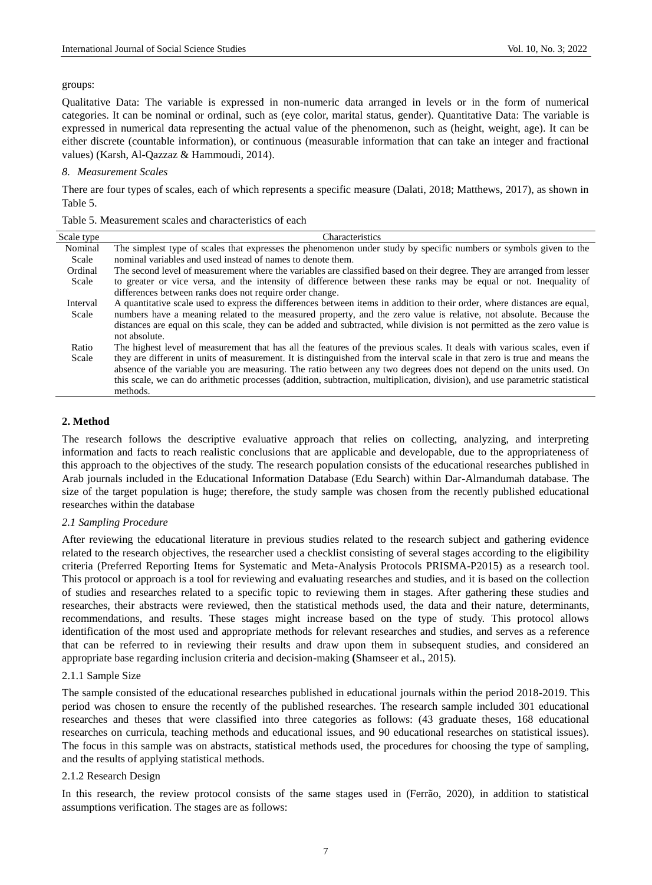groups:

Qualitative Data: The variable is expressed in non-numeric data arranged in levels or in the form of numerical categories. It can be nominal or ordinal, such as (eye color, marital status, gender). Quantitative Data: The variable is expressed in numerical data representing the actual value of the phenomenon, such as (height, weight, age). It can be either discrete (countable information), or continuous (measurable information that can take an integer and fractional values) (Karsh, Al-Qazzaz & Hammoudi, 2014).

*8. Measurement Scales*

There are four types of scales, each of which represents a specific measure (Dalati, 2018; Matthews, 2017), as shown in Table 5.

Table 5. Measurement scales and characteristics of each

| Scale type | Characteristics |
| --- | --- |
| Nominal Scale | The simplest type of scales that expresses the phenomenon under study by specific numbers or symbols given to the nominal variables and used instead of names to denote them. |
| Ordinal Scale | The second level of measurement where the variables are classified based on their degree. They are arranged from lesser to greater or vice versa, and the intensity of difference between these ranks may be equal or not. Inequality of differences between ranks does not require order change. |
| Interval Scale | A quantitative scale used to express the differences between items in addition to their order, where distances are equal, numbers have a meaning related to the measured property, and the zero value is relative, not absolute. Because the distances are equal on this scale, they can be added and subtracted, while division is not permitted as the zero value is not absolute. |
| Ratio Scale | The highest level of measurement that has all the features of the previous scales. It deals with various scales, even if they are different in units of measurement. It is distinguished from the interval scale in that zero is true and means the absence of the variable you are measuring. The ratio between any two degrees does not depend on the units used. On this scale, we can do arithmetic processes (addition, subtraction, multiplication, division), and use parametric statistical methods. |

## 2. Method

The research follows the descriptive evaluative approach that relies on collecting, analyzing, and interpreting information and facts to reach realistic conclusions that are applicable and developable, due to the appropriateness of this approach to the objectives of the study. The research population consists of the educational researches published in Arab journals included in the Educational Information Database (Edu Search) within Dar-Almandumah database. The size of the target population is huge; therefore, the study sample was chosen from the recently published educational researches within the database

### *2.1 Sampling Procedure*

After reviewing the educational literature in previous studies related to the research subject and gathering evidence related to the research objectives, the researcher used a checklist consisting of several stages according to the eligibility criteria (Preferred Reporting Items for Systematic and Meta-Analysis Protocols PRISMA-P2015) as a research tool. This protocol or approach is a tool for reviewing and evaluating researches and studies, and it is based on the collection of studies and researches related to a specific topic to reviewing them in stages. After gathering these studies and researches, their abstracts were reviewed, then the statistical methods used, the data and their nature, determinants, recommendations, and results. These stages might increase based on the type of study. This protocol allows identification of the most used and appropriate methods for relevant researches and studies, and serves as a reference that can be referred to in reviewing their results and draw upon them in subsequent studies, and considered an appropriate base regarding inclusion criteria and decision-making **(**Shamseer et al., 2015).

#### 2.1.1 Sample Size

The sample consisted of the educational researches published in educational journals within the period 2018-2019. This period was chosen to ensure the recently of the published researches. The research sample included 301 educational researches and theses that were classified into three categories as follows: (43 graduate theses, 168 educational researches on curricula, teaching methods and educational issues, and 90 educational researches on statistical issues). The focus in this sample was on abstracts, statistical methods used, the procedures for choosing the type of sampling, and the results of applying statistical methods.

#### 2.1.2 Research Design

In this research, the review protocol consists of the same stages used in (Ferrão, 2020), in addition to statistical assumptions verification. The stages are as follows: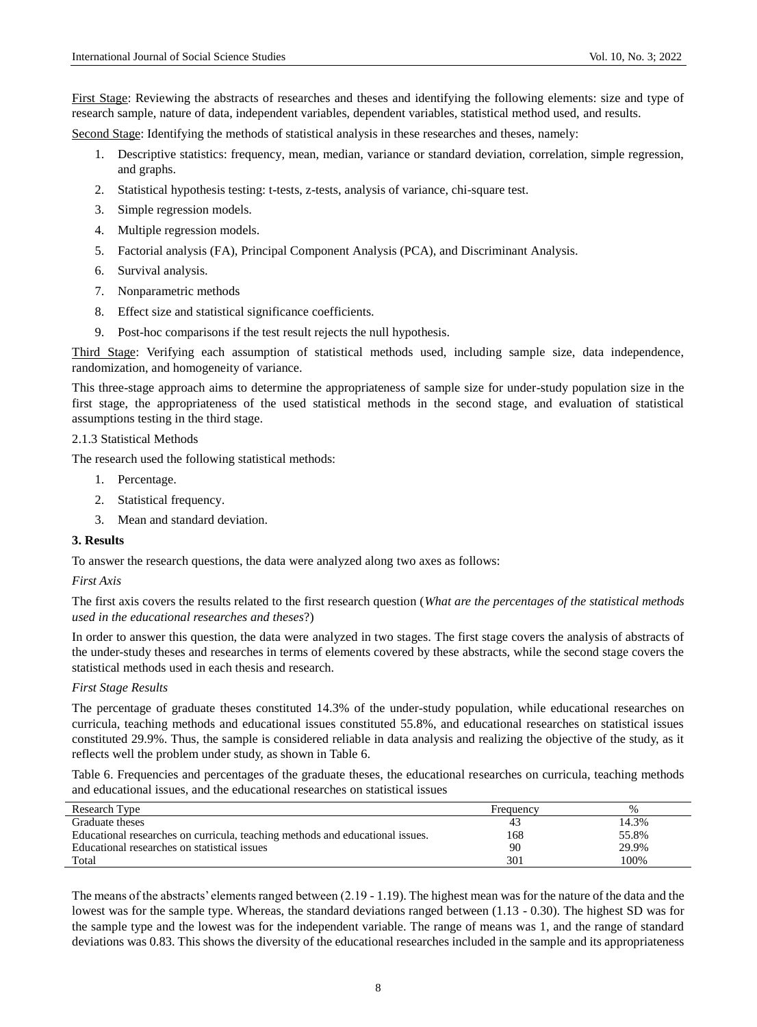<u>First Stage</u>: Reviewing the abstracts of researches and theses and identifying the following elements: size and type of research sample, nature of data, independent variables, dependent variables, statistical method used, and results.

<u>Second Stage</u>: Identifying the methods of statistical analysis in these researches and theses, namely:

1. Descriptive statistics: frequency, mean, median, variance or standard deviation, correlation, simple regression, and graphs.
2. Statistical hypothesis testing: t-tests, z-tests, analysis of variance, chi-square test.
3. Simple regression models.
4. Multiple regression models.
5. Factorial analysis (FA), Principal Component Analysis (PCA), and Discriminant Analysis.
6. Survival analysis.
7. Nonparametric methods
8. Effect size and statistical significance coefficients.
9. Post-hoc comparisons if the test result rejects the null hypothesis.

<u>Third Stage</u>: Verifying each assumption of statistical methods used, including sample size, data independence, randomization, and homogeneity of variance.

This three-stage approach aims to determine the appropriateness of sample size for under-study population size in the first stage, the appropriateness of the used statistical methods in the second stage, and evaluation of statistical assumptions testing in the third stage.

#### 2.1.3 Statistical Methods

The research used the following statistical methods:

1. Percentage.
2. Statistical frequency.
3. Mean and standard deviation.

## 3. Results

To answer the research questions, the data were analyzed along two axes as follows:

*First Axis*

The first axis covers the results related to the first research question (*What are the percentages of the statistical methods used in the educational researches and theses*?)

In order to answer this question, the data were analyzed in two stages. The first stage covers the analysis of abstracts of the under-study theses and researches in terms of elements covered by these abstracts, while the second stage covers the statistical methods used in each thesis and research.

*First Stage Results*

The percentage of graduate theses constituted 14.3% of the under-study population, while educational researches on curricula, teaching methods and educational issues constituted 55.8%, and educational researches on statistical issues constituted 29.9%. Thus, the sample is considered reliable in data analysis and realizing the objective of the study, as it reflects well the problem under study, as shown in Table 6.

Table 6. Frequencies and percentages of the graduate theses, the educational researches on curricula, teaching methods and educational issues, and the educational researches on statistical issues

| Research Type | Frequency | % |
| --- | --- | --- |
| Graduate theses | 43 | 14.3% |
| Educational researches on curricula, teaching methods and educational issues. | 168 | 55.8% |
| Educational researches on statistical issues | 90 | 29.9% |
| Total | 301 | 100% |

The means of the abstracts' elements ranged between (2.19 - 1.19). The highest mean was for the nature of the data and the lowest was for the sample type. Whereas, the standard deviations ranged between (1.13 - 0.30). The highest SD was for the sample type and the lowest was for the independent variable. The range of means was 1, and the range of standard deviations was 0.83. This shows the diversity of the educational researches included in the sample and its appropriateness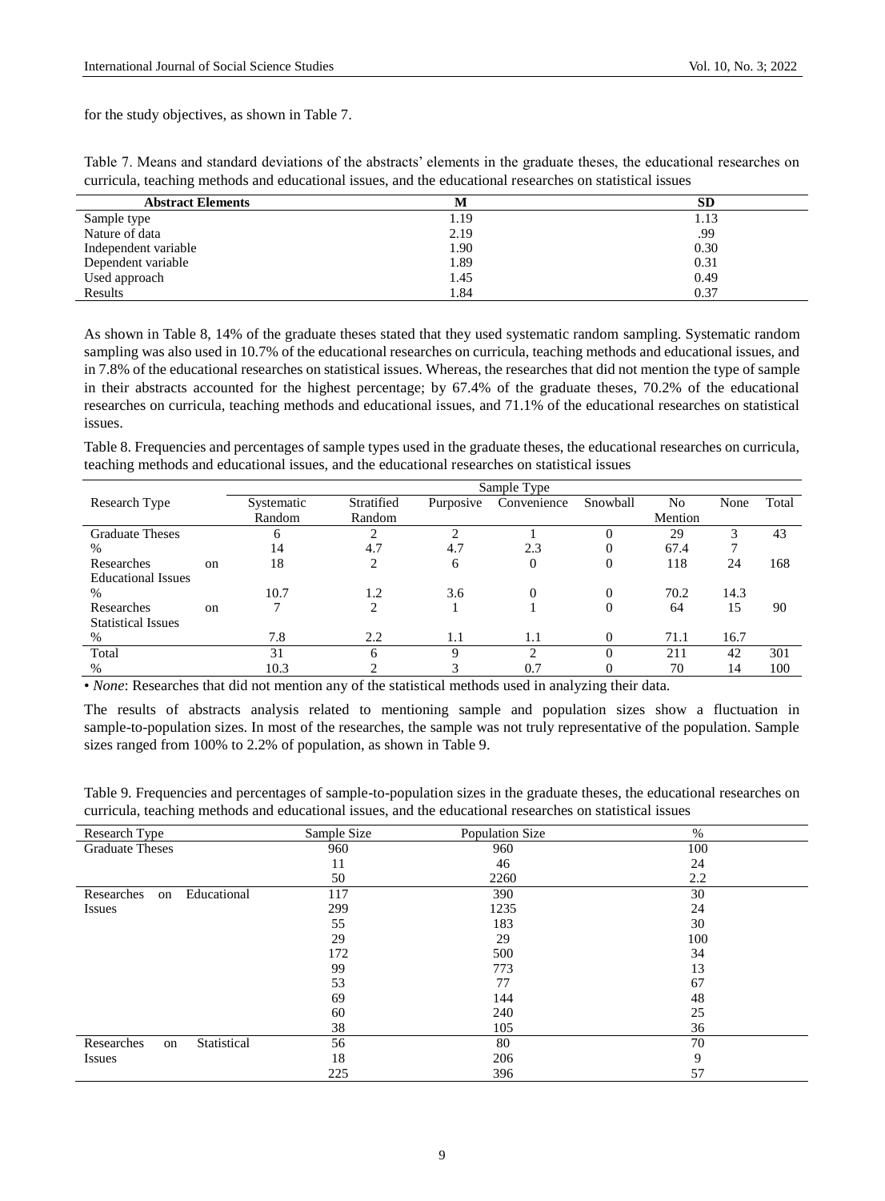for the study objectives, as shown in Table 7.

Table 7. Means and standard deviations of the abstracts' elements in the graduate theses, the educational researches on curricula, teaching methods and educational issues, and the educational researches on statistical issues

| Abstract Elements | M | SD |
|---|---|---|
| Sample type | 1.19 | 1.13 |
| Nature of data | 2.19 | .99 |
| Independent variable | 1.90 | 0.30 |
| Dependent variable | 1.89 | 0.31 |
| Used approach | 1.45 | 0.49 |
| Results | 1.84 | 0.37 |

As shown in Table 8, 14% of the graduate theses stated that they used systematic random sampling. Systematic random sampling was also used in 10.7% of the educational researches on curricula, teaching methods and educational issues, and in 7.8% of the educational researches on statistical issues. Whereas, the researches that did not mention the type of sample in their abstracts accounted for the highest percentage; by 67.4% of the graduate theses, 70.2% of the educational researches on curricula, teaching methods and educational issues, and 71.1% of the educational researches on statistical issues.

Table 8. Frequencies and percentages of sample types used in the graduate theses, the educational researches on curricula, teaching methods and educational issues, and the educational researches on statistical issues

| Research Type | Sample Type | | | | | | | |
|---|---|---|---|---|---|---|---|---|
| | Systematic Random | Stratified Random | Purposive | Convenience | Snowball | No Mention | None | Total |
| Graduate Theses | 6 | 2 | 2 | 1 | 0 | 29 | 3 | 43 |
| % | 14 | 4.7 | 4.7 | 2.3 | 0 | 67.4 | 7 | |
| Researches on Educational Issues | 18 | 2 | 6 | 0 | 0 | 118 | 24 | 168 |
| % | 10.7 | 1.2 | 3.6 | 0 | 0 | 70.2 | 14.3 | |
| Researches on Statistical Issues | 7 | 2 | 1 | 1 | 0 | 64 | 15 | 90 |
| % | 7.8 | 2.2 | 1.1 | 1.1 | 0 | 71.1 | 16.7 | |
| Total | 31 | 6 | 9 | 2 | 0 | 211 | 42 | 301 |
| % | 10.3 | 2 | 3 | 0.7 | 0 | 70 | 14 | 100 |

• *None*: Researches that did not mention any of the statistical methods used in analyzing their data.

The results of abstracts analysis related to mentioning sample and population sizes show a fluctuation in sample-to-population sizes. In most of the researches, the sample was not truly representative of the population. Sample sizes ranged from 100% to 2.2% of population, as shown in Table 9.

Table 9. Frequencies and percentages of sample-to-population sizes in the graduate theses, the educational researches on curricula, teaching methods and educational issues, and the educational researches on statistical issues

| Research Type | Sample Size | Population Size | % |
|---|---|---|---|
| Graduate Theses | 960 | 960 | 100 |
| | 11 | 46 | 24 |
| | 50 | 2260 | 2.2 |
| Researches on Educational Issues | 117 | 390 | 30 |
| | 299 | 1235 | 24 |
| | 55 | 183 | 30 |
| | 29 | 29 | 100 |
| | 172 | 500 | 34 |
| | 99 | 773 | 13 |
| | 53 | 77 | 67 |
| | 69 | 144 | 48 |
| | 60 | 240 | 25 |
| | 38 | 105 | 36 |
| Researches on Statistical Issues | 56 | 80 | 70 |
| | 18 | 206 | 9 |
| | 225 | 396 | 57 |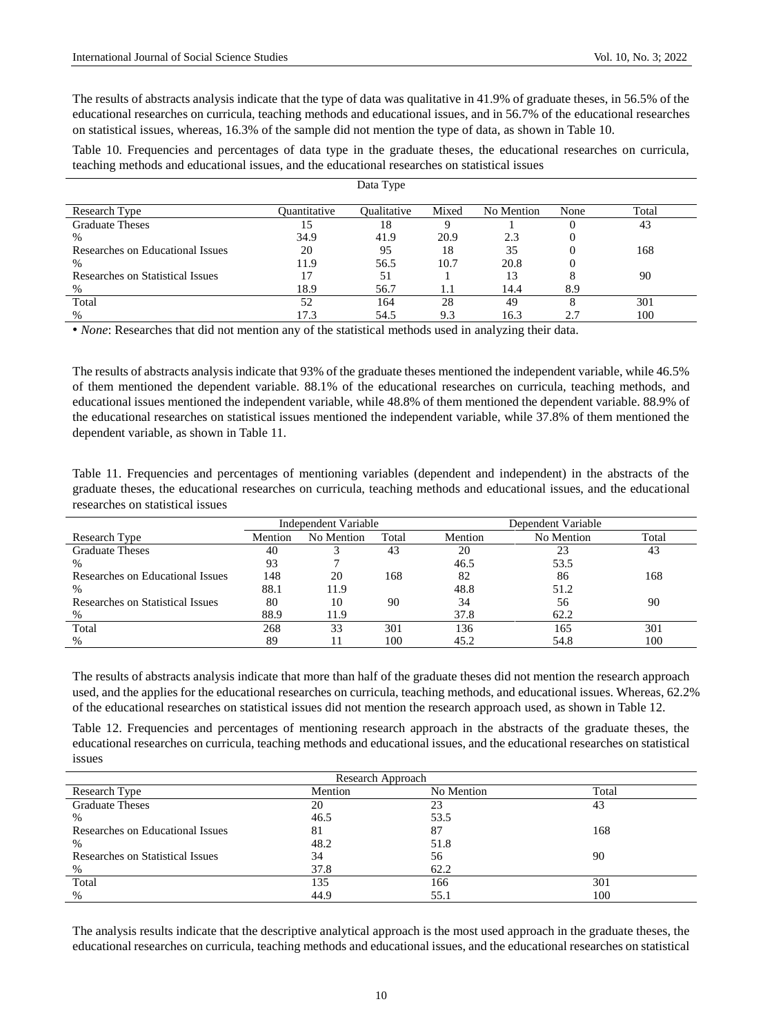The results of abstracts analysis indicate that the type of data was qualitative in 41.9% of graduate theses, in 56.5% of the educational researches on curricula, teaching methods and educational issues, and in 56.7% of the educational researches on statistical issues, whereas, 16.3% of the sample did not mention the type of data, as shown in Table 10.

Table 10. Frequencies and percentages of data type in the graduate theses, the educational researches on curricula, teaching methods and educational issues, and the educational researches on statistical issues

| | Data Type | | | | | |
|---|---|---|---|---|---|---|
| Research Type | Quantitative | Qualitative | Mixed | No Mention | None | Total |
| Graduate Theses | 15 | 18 | 9 | 1 | 0 | 43 |
| % | 34.9 | 41.9 | 20.9 | 2.3 | 0 | |
| Researches on Educational Issues | 20 | 95 | 18 | 35 | 0 | 168 |
| % | 11.9 | 56.5 | 10.7 | 20.8 | 0 | |
| Researches on Statistical Issues | 17 | 51 | 1 | 13 | 8 | 90 |
| % | 18.9 | 56.7 | 1.1 | 14.4 | 8.9 | |
| Total | 52 | 164 | 28 | 49 | 8 | 301 |
| % | 17.3 | 54.5 | 9.3 | 16.3 | 2.7 | 100 |

• *None*: Researches that did not mention any of the statistical methods used in analyzing their data.

The results of abstracts analysis indicate that 93% of the graduate theses mentioned the independent variable, while 46.5% of them mentioned the dependent variable. 88.1% of the educational researches on curricula, teaching methods, and educational issues mentioned the independent variable, while 48.8% of them mentioned the dependent variable. 88.9% of the educational researches on statistical issues mentioned the independent variable, while 37.8% of them mentioned the dependent variable, as shown in Table 11.

Table 11. Frequencies and percentages of mentioning variables (dependent and independent) in the abstracts of the graduate theses, the educational researches on curricula, teaching methods and educational issues, and the educational researches on statistical issues

| | Independent Variable | | | Dependent Variable | | |
|---|---|---|---|---|---|---|
| Research Type | Mention | No Mention | Total | Mention | No Mention | Total |
| Graduate Theses | 40 | 3 | 43 | 20 | 23 | 43 |
| % | 93 | 7 | | 46.5 | 53.5 | |
| Researches on Educational Issues | 148 | 20 | 168 | 82 | 86 | 168 |
| % | 88.1 | 11.9 | | 48.8 | 51.2 | |
| Researches on Statistical Issues | 80 | 10 | 90 | 34 | 56 | 90 |
| % | 88.9 | 11.9 | | 37.8 | 62.2 | |
| Total | 268 | 33 | 301 | 136 | 165 | 301 |
| % | 89 | 11 | 100 | 45.2 | 54.8 | 100 |

The results of abstracts analysis indicate that more than half of the graduate theses did not mention the research approach used, and the applies for the educational researches on curricula, teaching methods, and educational issues. Whereas, 62.2% of the educational researches on statistical issues did not mention the research approach used, as shown in Table 12.

Table 12. Frequencies and percentages of mentioning research approach in the abstracts of the graduate theses, the educational researches on curricula, teaching methods and educational issues, and the educational researches on statistical issues

| | Research Approach | | |
|---|---|---|---|
| Research Type | Mention | No Mention | Total |
| Graduate Theses | 20 | 23 | 43 |
| % | 46.5 | 53.5 | |
| Researches on Educational Issues | 81 | 87 | 168 |
| % | 48.2 | 51.8 | |
| Researches on Statistical Issues | 34 | 56 | 90 |
| % | 37.8 | 62.2 | |
| Total | 135 | 166 | 301 |
| % | 44.9 | 55.1 | 100 |

The analysis results indicate that the descriptive analytical approach is the most used approach in the graduate theses, the educational researches on curricula, teaching methods and educational issues, and the educational researches on statistical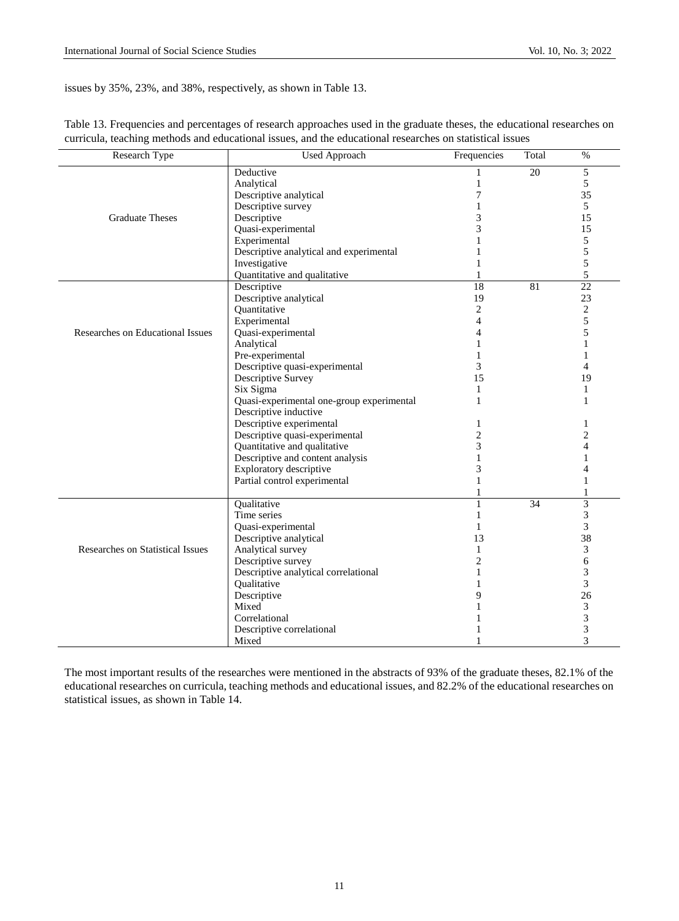issues by 35%, 23%, and 38%, respectively, as shown in Table 13.

Table 13. Frequencies and percentages of research approaches used in the graduate theses, the educational researches on curricula, teaching methods and educational issues, and the educational researches on statistical issues

| Research Type | Used Approach | Frequencies | Total | % |
|---|---|---|---|---|
| Graduate Theses | Deductive | 1 | 20 | 5 |
| | Analytical | 1 | | 5 |
| | Descriptive analytical | 7 | | 35 |
| | Descriptive survey | 1 | | 5 |
| | Descriptive | 3 | | 15 |
| | Quasi-experimental | 3 | | 15 |
| | Experimental | 1 | | 5 |
| | Descriptive analytical and experimental | 1 | | 5 |
| | Investigative | 1 | | 5 |
| | Quantitative and qualitative | 1 | | 5 |
| Researches on Educational Issues | Descriptive | 18 | 81 | 22 |
| | Descriptive analytical | 19 | | 23 |
| | Quantitative | 2 | | 2 |
| | Experimental | 4 | | 5 |
| | Quasi-experimental | 4 | | 5 |
| | Analytical | 1 | | 1 |
| | Pre-experimental | 1 | | 1 |
| | Descriptive quasi-experimental | 3 | | 4 |
| | Descriptive Survey | 15 | | 19 |
| | Six Sigma | 1 | | 1 |
| | Quasi-experimental one-group experimental | 1 | | 1 |
| | Descriptive inductive | | | |
| | Descriptive experimental | 1 | | 1 |
| | Descriptive quasi-experimental | 2 | | 2 |
| | Quantitative and qualitative | 3 | | 4 |
| | Descriptive and content analysis | 1 | | 1 |
| | Exploratory descriptive | 3 | | 4 |
| | Partial control experimental | 1 | | 1 |
| | | 1 | | 1 |
| Researches on Statistical Issues | Qualitative | 1 | 34 | 3 |
| | Time series | 1 | | 3 |
| | Quasi-experimental | 1 | | 3 |
| | Descriptive analytical | 13 | | 38 |
| | Analytical survey | 1 | | 3 |
| | Descriptive survey | 2 | | 6 |
| | Descriptive analytical correlational | 1 | | 3 |
| | Qualitative | 1 | | 3 |
| | Descriptive | 9 | | 26 |
| | Mixed | 1 | | 3 |
| | Correlational | 1 | | 3 |
| | Descriptive correlational | 1 | | 3 |
| | Mixed | 1 | | 3 |

The most important results of the researches were mentioned in the abstracts of 93% of the graduate theses, 82.1% of the educational researches on curricula, teaching methods and educational issues, and 82.2% of the educational researches on statistical issues, as shown in Table 14.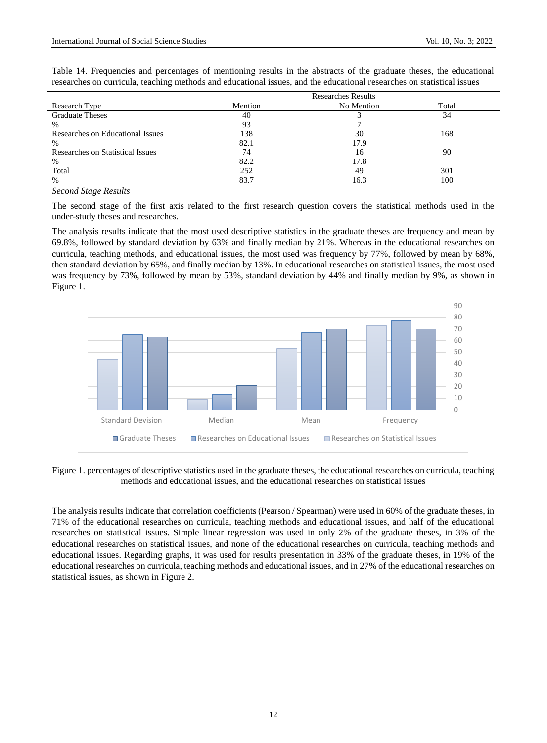Table 14. Frequencies and percentages of mentioning results in the abstracts of the graduate theses, the educational researches on curricula, teaching methods and educational issues, and the educational researches on statistical issues

| | Researches Results | | |
|---|---|---|---|
| Research Type | Mention | No Mention | Total |
| Graduate Theses | 40 | 3 | 34 |
| % | 93 | 7 | |
| Researches on Educational Issues | 138 | 30 | 168 |
| % | 82.1 | 17.9 | |
| Researches on Statistical Issues | 74 | 16 | 90 |
| % | 82.2 | 17.8 | |
| Total | 252 | 49 | 301 |
| % | 83.7 | 16.3 | 100 |

*Second Stage Results*

The second stage of the first axis related to the first research question covers the statistical methods used in the under-study theses and researches.

The analysis results indicate that the most used descriptive statistics in the graduate theses are frequency and mean by 69.8%, followed by standard deviation by 63% and finally median by 21%. Whereas in the educational researches on curricula, teaching methods, and educational issues, the most used was frequency by 77%, followed by mean by 68%, then standard deviation by 65%, and finally median by 13%. In educational researches on statistical issues, the most used was frequency by 73%, followed by mean by 53%, standard deviation by 44% and finally median by 9%, as shown in Figure 1.

Figure 1. percentages of descriptive statistics used in the graduate theses, the educational researches on curricula, teaching methods and educational issues, and the educational researches on statistical issues

The analysis results indicate that correlation coefficients (Pearson / Spearman) were used in 60% of the graduate theses, in 71% of the educational researches on curricula, teaching methods and educational issues, and half of the educational researches on statistical issues. Simple linear regression was used in only 2% of the graduate theses, in 3% of the educational researches on statistical issues, and none of the educational researches on curricula, teaching methods and educational issues. Regarding graphs, it was used for results presentation in 33% of the graduate theses, in 19% of the educational researches on curricula, teaching methods and educational issues, and in 27% of the educational researches on statistical issues, as shown in Figure 2.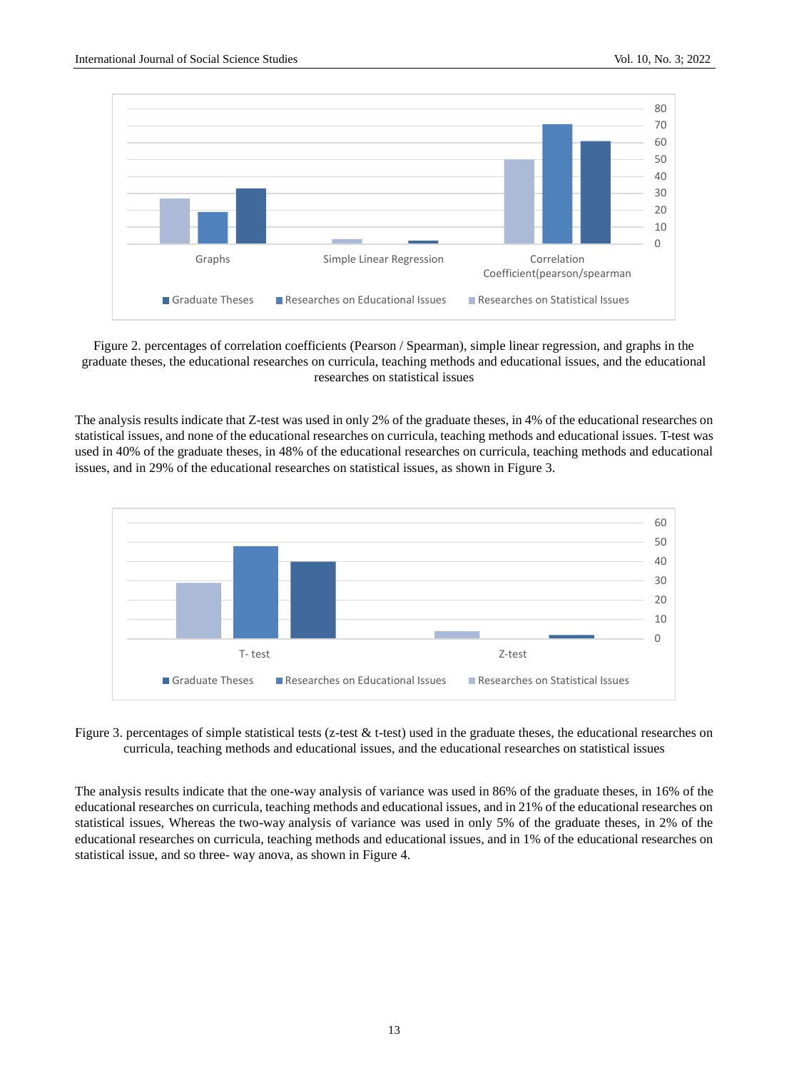Figure 2. percentages of correlation coefficients (Pearson / Spearman), simple linear regression, and graphs in the graduate theses, the educational researches on curricula, teaching methods and educational issues, and the educational researches on statistical issues

The analysis results indicate that Z-test was used in only 2% of the graduate theses, in 4% of the educational researches on statistical issues, and none of the educational researches on curricula, teaching methods and educational issues. T-test was used in 40% of the graduate theses, in 48% of the educational researches on curricula, teaching methods and educational issues, and in 29% of the educational researches on statistical issues, as shown in Figure 3.

Figure 3. percentages of simple statistical tests (z-test & t-test) used in the graduate theses, the educational researches on curricula, teaching methods and educational issues, and the educational researches on statistical issues

The analysis results indicate that the one-way analysis of variance was used in 86% of the graduate theses, in 16% of the educational researches on curricula, teaching methods and educational issues, and in 21% of the educational researches on statistical issues, Whereas the two-way analysis of variance was used in only 5% of the graduate theses, in 2% of the educational researches on curricula, teaching methods and educational issues, and in 1% of the educational researches on statistical issue, and so three- way anova, as shown in Figure 4.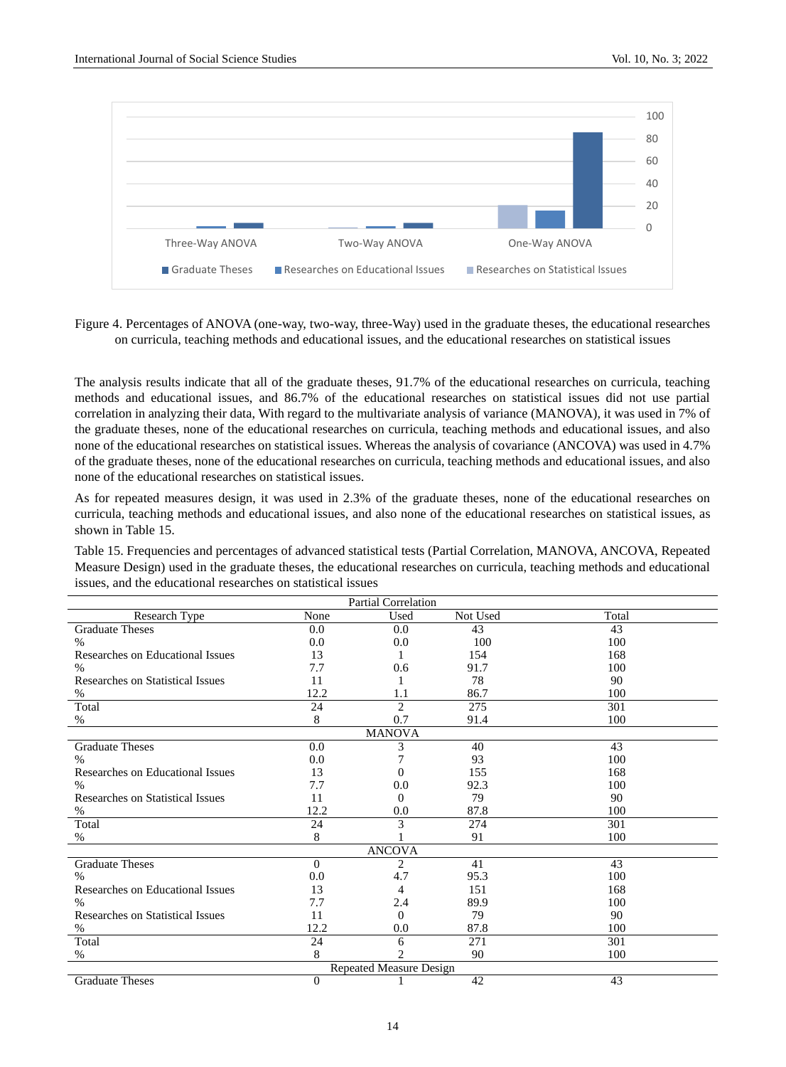Figure 4. Percentages of ANOVA (one-way, two-way, three-Way) used in the graduate theses, the educational researches on curricula, teaching methods and educational issues, and the educational researches on statistical issues

The analysis results indicate that all of the graduate theses, 91.7% of the educational researches on curricula, teaching methods and educational issues, and 86.7% of the educational researches on statistical issues did not use partial correlation in analyzing their data, With regard to the multivariate analysis of variance (MANOVA), it was used in 7% of the graduate theses, none of the educational researches on curricula, teaching methods and educational issues, and also none of the educational researches on statistical issues. Whereas the analysis of covariance (ANCOVA) was used in 4.7% of the graduate theses, none of the educational researches on curricula, teaching methods and educational issues, and also none of the educational researches on statistical issues.

As for repeated measures design, it was used in 2.3% of the graduate theses, none of the educational researches on curricula, teaching methods and educational issues, and also none of the educational researches on statistical issues, as shown in Table 15.

Table 15. Frequencies and percentages of advanced statistical tests (Partial Correlation, MANOVA, ANCOVA, Repeated Measure Design) used in the graduate theses, the educational researches on curricula, teaching methods and educational issues, and the educational researches on statistical issues

| Research Type | None | Used | Not Used | Total |
|---|---|---|---|---|
| **Partial Correlation** | | | | |
| Graduate Theses | 0.0 | 0.0 | 43 | 43 |
| % | 0.0 | 0.0 | 100 | 100 |
| Researches on Educational Issues | 13 | 1 | 154 | 168 |
| % | 7.7 | 0.6 | 91.7 | 100 |
| Researches on Statistical Issues | 11 | 1 | 78 | 90 |
| % | 12.2 | 1.1 | 86.7 | 100 |
| Total | 24 | 2 | 275 | 301 |
| % | 8 | 0.7 | 91.4 | 100 |
| **MANOVA** | | | | |
| Graduate Theses | 0.0 | 3 | 40 | 43 |
| % | 0.0 | 7 | 93 | 100 |
| Researches on Educational Issues | 13 | 0 | 155 | 168 |
| % | 7.7 | 0.0 | 92.3 | 100 |
| Researches on Statistical Issues | 11 | 0 | 79 | 90 |
| % | 12.2 | 0.0 | 87.8 | 100 |
| Total | 24 | 3 | 274 | 301 |
| % | 8 | 1 | 91 | 100 |
| **ANCOVA** | | | | |
| Graduate Theses | 0 | 2 | 41 | 43 |
| % | 0.0 | 4.7 | 95.3 | 100 |
| Researches on Educational Issues | 13 | 4 | 151 | 168 |
| % | 7.7 | 2.4 | 89.9 | 100 |
| Researches on Statistical Issues | 11 | 0 | 79 | 90 |
| % | 12.2 | 0.0 | 87.8 | 100 |
| Total | 24 | 6 | 271 | 301 |
| % | 8 | 2 | 90 | 100 |
| **Repeated Measure Design** | | | | |
| Graduate Theses | 0 | 1 | 42 | 43 |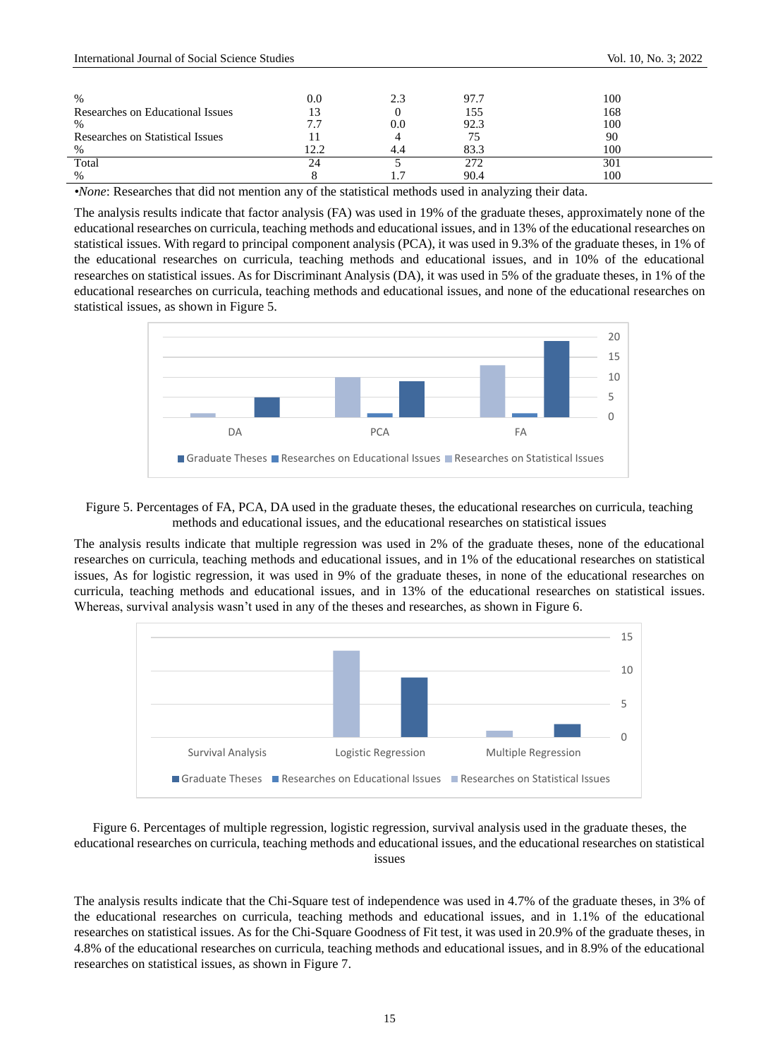| | | | | |
|---|---|---|---|---|
| % | 0.0 | 2.3 | 97.7 | 100 |
| Researches on Educational Issues | 13 | 0 | 155 | 168 |
| % | 7.7 | 0.0 | 92.3 | 100 |
| Researches on Statistical Issues | 11 | 4 | 75 | 90 |
| % | 12.2 | 4.4 | 83.3 | 100 |
| Total | 24 | 5 | 272 | 301 |
| % | 8 | 1.7 | 90.4 | 100 |

•*None*: Researches that did not mention any of the statistical methods used in analyzing their data.

The analysis results indicate that factor analysis (FA) was used in 19% of the graduate theses, approximately none of the educational researches on curricula, teaching methods and educational issues, and in 13% of the educational researches on statistical issues. With regard to principal component analysis (PCA), it was used in 9.3% of the graduate theses, in 1% of the educational researches on curricula, teaching methods and educational issues, and in 10% of the educational researches on statistical issues. As for Discriminant Analysis (DA), it was used in 5% of the graduate theses, in 1% of the educational researches on curricula, teaching methods and educational issues, and none of the educational researches on statistical issues, as shown in Figure 5.

Figure 5. Percentages of FA, PCA, DA used in the graduate theses, the educational researches on curricula, teaching methods and educational issues, and the educational researches on statistical issues

The analysis results indicate that multiple regression was used in 2% of the graduate theses, none of the educational researches on curricula, teaching methods and educational issues, and in 1% of the educational researches on statistical issues, As for logistic regression, it was used in 9% of the graduate theses, in none of the educational researches on curricula, teaching methods and educational issues, and in 13% of the educational researches on statistical issues. Whereas, survival analysis wasn't used in any of the theses and researches, as shown in Figure 6.

Figure 6. Percentages of multiple regression, logistic regression, survival analysis used in the graduate theses, the educational researches on curricula, teaching methods and educational issues, and the educational researches on statistical issues

The analysis results indicate that the Chi-Square test of independence was used in 4.7% of the graduate theses, in 3% of the educational researches on curricula, teaching methods and educational issues, and in 1.1% of the educational researches on statistical issues. As for the Chi-Square Goodness of Fit test, it was used in 20.9% of the graduate theses, in 4.8% of the educational researches on curricula, teaching methods and educational issues, and in 8.9% of the educational researches on statistical issues, as shown in Figure 7.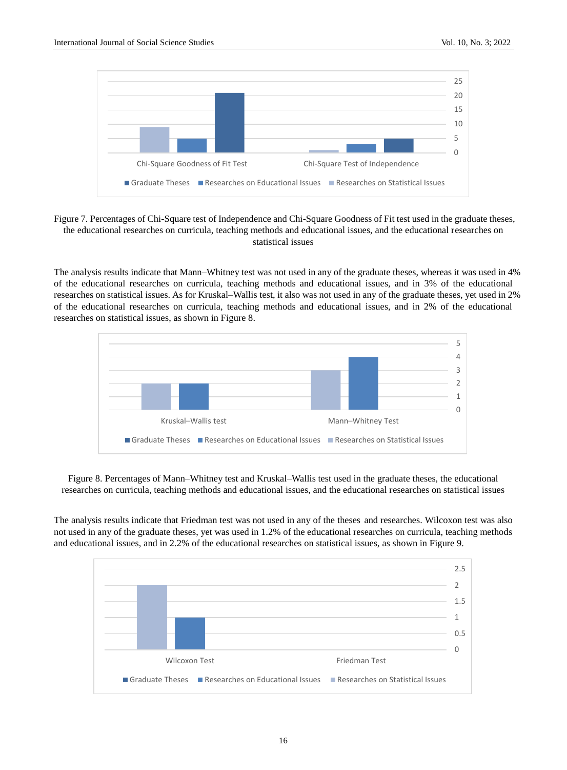Figure 7. Percentages of Chi-Square test of Independence and Chi-Square Goodness of Fit test used in the graduate theses, the educational researches on curricula, teaching methods and educational issues, and the educational researches on statistical issues

The analysis results indicate that Mann–Whitney test was not used in any of the graduate theses, whereas it was used in 4% of the educational researches on curricula, teaching methods and educational issues, and in 3% of the educational researches on statistical issues. As for Kruskal–Wallis test, it also was not used in any of the graduate theses, yet used in 2% of the educational researches on curricula, teaching methods and educational issues, and in 2% of the educational researches on statistical issues, as shown in Figure 8.

Figure 8. Percentages of Mann–Whitney test and Kruskal–Wallis test used in the graduate theses, the educational researches on curricula, teaching methods and educational issues, and the educational researches on statistical issues

The analysis results indicate that Friedman test was not used in any of the theses and researches. Wilcoxon test was also not used in any of the graduate theses, yet was used in 1.2% of the educational researches on curricula, teaching methods and educational issues, and in 2.2% of the educational researches on statistical issues, as shown in Figure 9.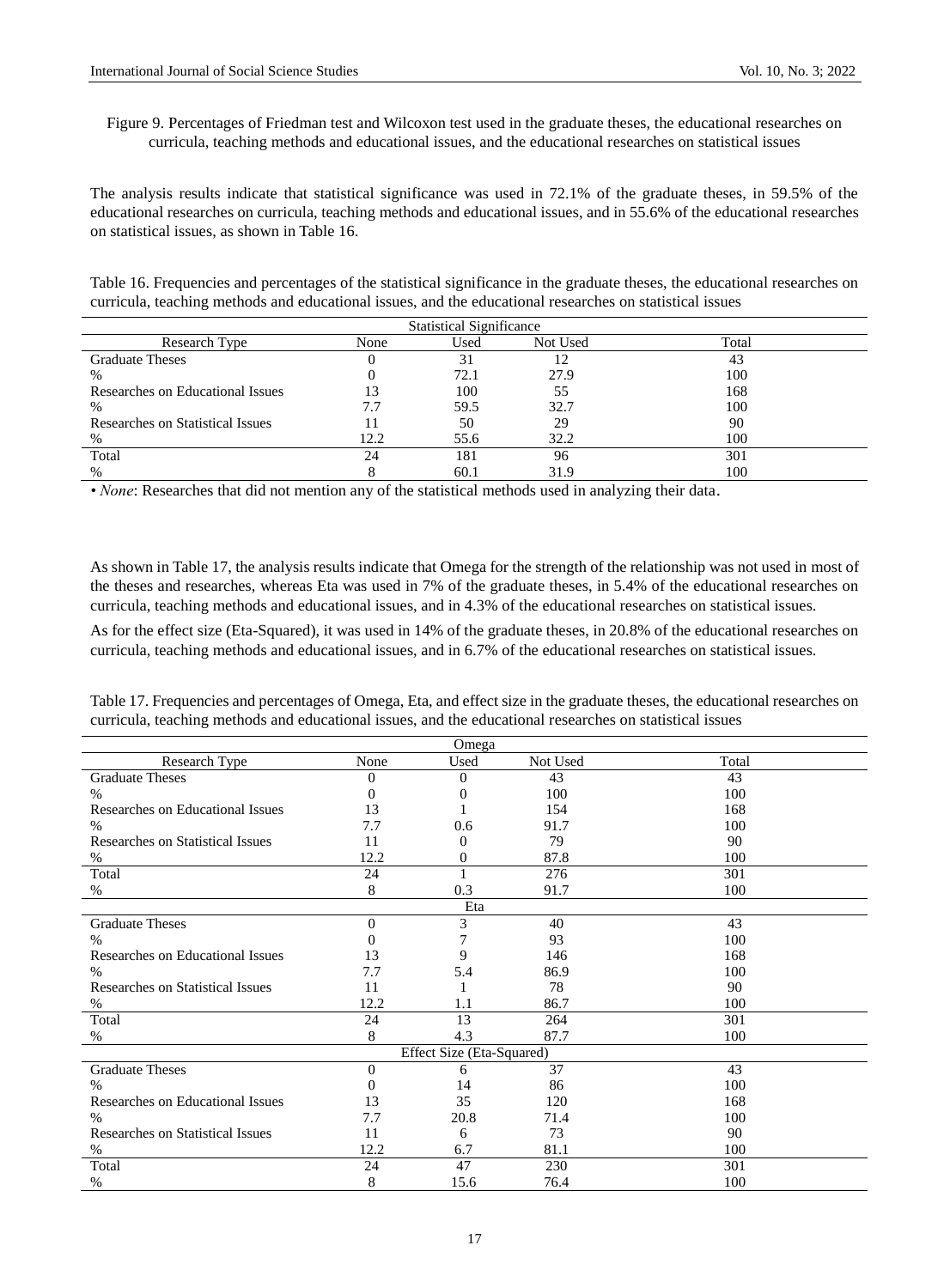Figure 9. Percentages of Friedman test and Wilcoxon test used in the graduate theses, the educational researches on curricula, teaching methods and educational issues, and the educational researches on statistical issues

The analysis results indicate that statistical significance was used in 72.1% of the graduate theses, in 59.5% of the educational researches on curricula, teaching methods and educational issues, and in 55.6% of the educational researches on statistical issues, as shown in Table 16.

Table 16. Frequencies and percentages of the statistical significance in the graduate theses, the educational researches on curricula, teaching methods and educational issues, and the educational researches on statistical issues

| Statistical Significance | | | | |
|---|---|---|---|---|
| Research Type | None | Used | Not Used | Total |
| Graduate Theses | 0 | 31 | 12 | 43 |
| % | 0 | 72.1 | 27.9 | 100 |
| Researches on Educational Issues | 13 | 100 | 55 | 168 |
| % | 7.7 | 59.5 | 32.7 | 100 |
| Researches on Statistical Issues | 11 | 50 | 29 | 90 |
| % | 12.2 | 55.6 | 32.2 | 100 |
| Total | 24 | 181 | 96 | 301 |
| % | 8 | 60.1 | 31.9 | 100 |

• *None*: Researches that did not mention any of the statistical methods used in analyzing their data.

As shown in Table 17, the analysis results indicate that Omega for the strength of the relationship was not used in most of the theses and researches, whereas Eta was used in 7% of the graduate theses, in 5.4% of the educational researches on curricula, teaching methods and educational issues, and in 4.3% of the educational researches on statistical issues.

As for the effect size (Eta-Squared), it was used in 14% of the graduate theses, in 20.8% of the educational researches on curricula, teaching methods and educational issues, and in 6.7% of the educational researches on statistical issues.

Table 17. Frequencies and percentages of Omega, Eta, and effect size in the graduate theses, the educational researches on curricula, teaching methods and educational issues, and the educational researches on statistical issues

| Omega | | | | |
|---|---|---|---|---|
| Research Type | None | Used | Not Used | Total |
| Graduate Theses | 0 | 0 | 43 | 43 |
| % | 0 | 0 | 100 | 100 |
| Researches on Educational Issues | 13 | 1 | 154 | 168 |
| % | 7.7 | 0.6 | 91.7 | 100 |
| Researches on Statistical Issues | 11 | 0 | 79 | 90 |
| % | 12.2 | 0 | 87.8 | 100 |
| Total | 24 | 1 | 276 | 301 |
| % | 8 | 0.3 | 91.7 | 100 |
| Eta | | | | |
| Graduate Theses | 0 | 3 | 40 | 43 |
| % | 0 | 7 | 93 | 100 |
| Researches on Educational Issues | 13 | 9 | 146 | 168 |
| % | 7.7 | 5.4 | 86.9 | 100 |
| Researches on Statistical Issues | 11 | 1 | 78 | 90 |
| % | 12.2 | 1.1 | 86.7 | 100 |
| Total | 24 | 13 | 264 | 301 |
| % | 8 | 4.3 | 87.7 | 100 |
| Effect Size (Eta-Squared) | | | | |
| Graduate Theses | 0 | 6 | 37 | 43 |
| % | 0 | 14 | 86 | 100 |
| Researches on Educational Issues | 13 | 35 | 120 | 168 |
| % | 7.7 | 20.8 | 71.4 | 100 |
| Researches on Statistical Issues | 11 | 6 | 73 | 90 |
| % | 12.2 | 6.7 | 81.1 | 100 |
| Total | 24 | 47 | 230 | 301 |
| % | 8 | 15.6 | 76.4 | 100 |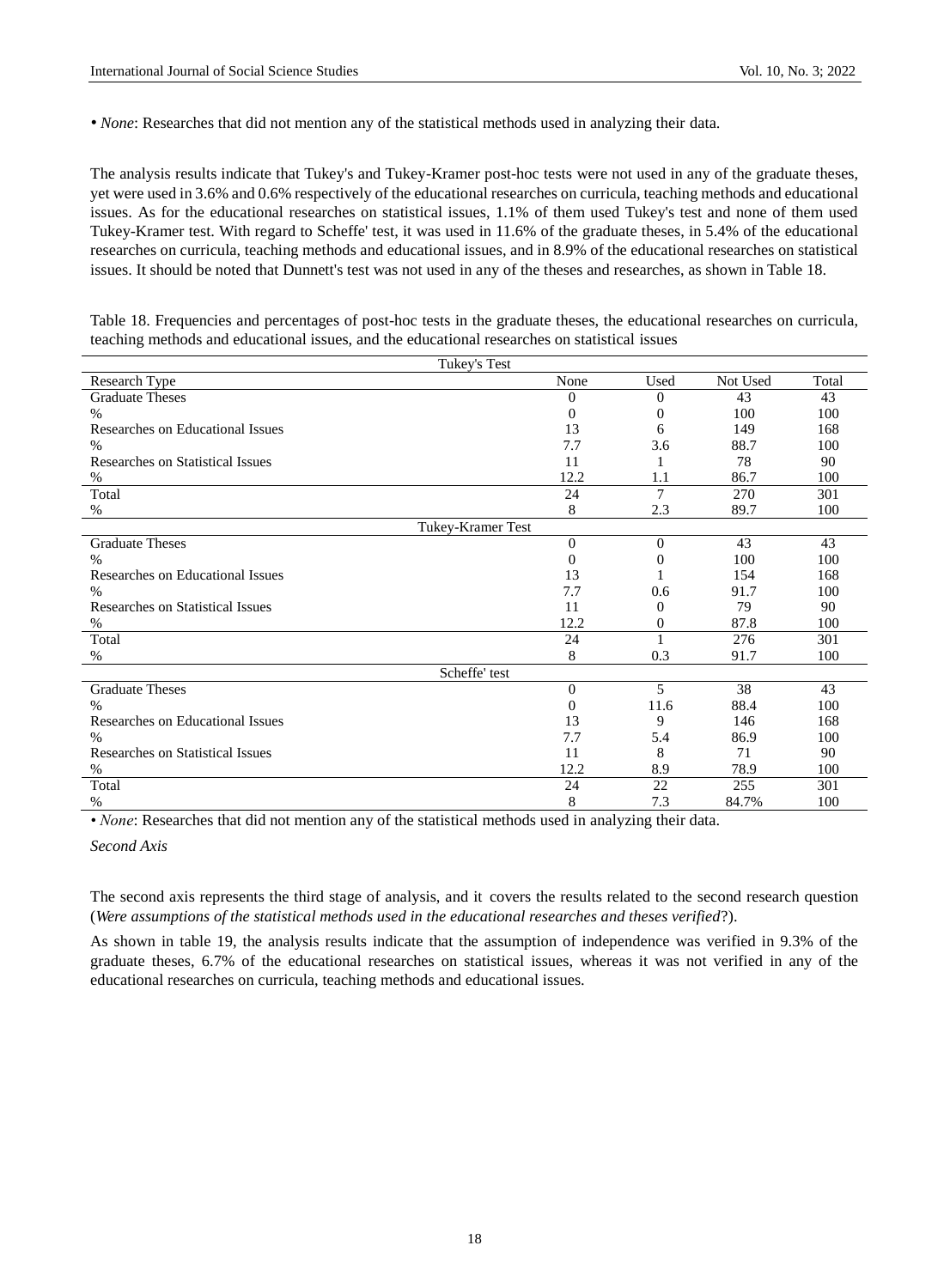• *None*: Researches that did not mention any of the statistical methods used in analyzing their data.

The analysis results indicate that Tukey's and Tukey-Kramer post-hoc tests were not used in any of the graduate theses, yet were used in 3.6% and 0.6% respectively of the educational researches on curricula, teaching methods and educational issues. As for the educational researches on statistical issues, 1.1% of them used Tukey's test and none of them used Tukey-Kramer test. With regard to Scheffe' test, it was used in 11.6% of the graduate theses, in 5.4% of the educational researches on curricula, teaching methods and educational issues, and in 8.9% of the educational researches on statistical issues. It should be noted that Dunnett's test was not used in any of the theses and researches, as shown in Table 18.

Table 18. Frequencies and percentages of post-hoc tests in the graduate theses, the educational researches on curricula, teaching methods and educational issues, and the educational researches on statistical issues

| Research Type | None | Used | Not Used | Total |
|---|---|---|---|---|
| **Tukey's Test** | | | | |
| Graduate Theses | 0 | 0 | 43 | 43 |
| % | 0 | 0 | 100 | 100 |
| Researches on Educational Issues | 13 | 6 | 149 | 168 |
| % | 7.7 | 3.6 | 88.7 | 100 |
| Researches on Statistical Issues | 11 | 1 | 78 | 90 |
| % | 12.2 | 1.1 | 86.7 | 100 |
| Total | 24 | 7 | 270 | 301 |
| % | 8 | 2.3 | 89.7 | 100 |
| **Tukey-Kramer Test** | | | | |
| Graduate Theses | 0 | 0 | 43 | 43 |
| % | 0 | 0 | 100 | 100 |
| Researches on Educational Issues | 13 | 1 | 154 | 168 |
| % | 7.7 | 0.6 | 91.7 | 100 |
| Researches on Statistical Issues | 11 | 0 | 79 | 90 |
| % | 12.2 | 0 | 87.8 | 100 |
| Total | 24 | 1 | 276 | 301 |
| % | 8 | 0.3 | 91.7 | 100 |
| **Scheffe' test** | | | | |
| Graduate Theses | 0 | 5 | 38 | 43 |
| % | 0 | 11.6 | 88.4 | 100 |
| Researches on Educational Issues | 13 | 9 | 146 | 168 |
| % | 7.7 | 5.4 | 86.9 | 100 |
| Researches on Statistical Issues | 11 | 8 | 71 | 90 |
| % | 12.2 | 8.9 | 78.9 | 100 |
| Total | 24 | 22 | 255 | 301 |
| % | 8 | 7.3 | 84.7% | 100 |

• *None*: Researches that did not mention any of the statistical methods used in analyzing their data.

*Second Axis*

The second axis represents the third stage of analysis, and it covers the results related to the second research question (*Were assumptions of the statistical methods used in the educational researches and theses verified*?).

As shown in table 19, the analysis results indicate that the assumption of independence was verified in 9.3% of the graduate theses, 6.7% of the educational researches on statistical issues, whereas it was not verified in any of the educational researches on curricula, teaching methods and educational issues.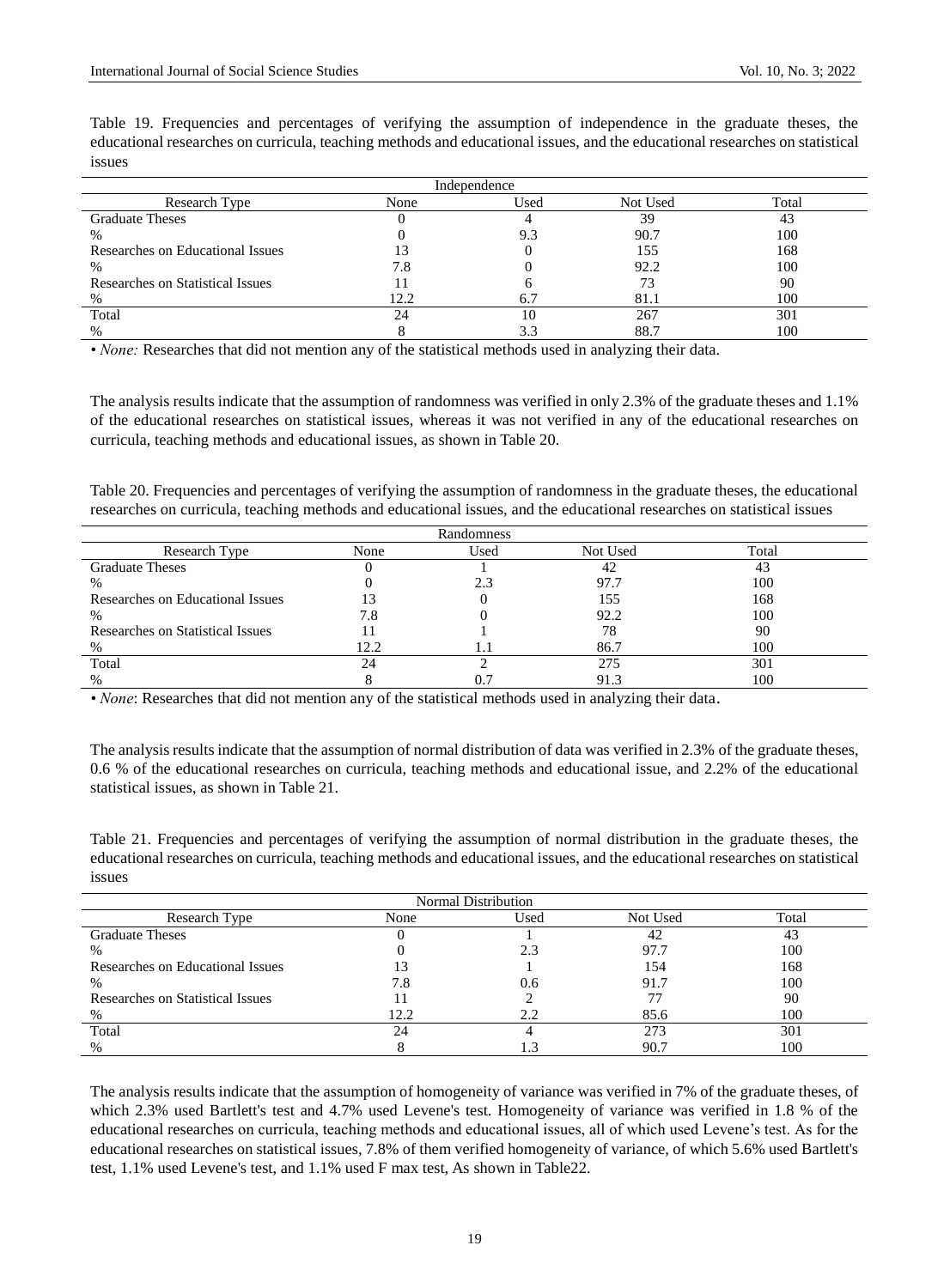Table 19. Frequencies and percentages of verifying the assumption of independence in the graduate theses, the educational researches on curricula, teaching methods and educational issues, and the educational researches on statistical issues

| Independence | | | | |
|---|---|---|---|---|
| Research Type | None | Used | Not Used | Total |
| Graduate Theses | 0 | 4 | 39 | 43 |
| % | 0 | 9.3 | 90.7 | 100 |
| Researches on Educational Issues | 13 | 0 | 155 | 168 |
| % | 7.8 | 0 | 92.2 | 100 |
| Researches on Statistical Issues | 11 | 6 | 73 | 90 |
| % | 12.2 | 6.7 | 81.1 | 100 |
| Total | 24 | 10 | 267 | 301 |
| % | 8 | 3.3 | 88.7 | 100 |

• *None:* Researches that did not mention any of the statistical methods used in analyzing their data.

The analysis results indicate that the assumption of randomness was verified in only 2.3% of the graduate theses and 1.1% of the educational researches on statistical issues, whereas it was not verified in any of the educational researches on curricula, teaching methods and educational issues, as shown in Table 20.

Table 20. Frequencies and percentages of verifying the assumption of randomness in the graduate theses, the educational researches on curricula, teaching methods and educational issues, and the educational researches on statistical issues

| Randomness | | | | |
|---|---|---|---|---|
| Research Type | None | Used | Not Used | Total |
| Graduate Theses | 0 | 1 | 42 | 43 |
| % | 0 | 2.3 | 97.7 | 100 |
| Researches on Educational Issues | 13 | 0 | 155 | 168 |
| % | 7.8 | 0 | 92.2 | 100 |
| Researches on Statistical Issues | 11 | 1 | 78 | 90 |
| % | 12.2 | 1.1 | 86.7 | 100 |
| Total | 24 | 2 | 275 | 301 |
| % | 8 | 0.7 | 91.3 | 100 |

• *None*: Researches that did not mention any of the statistical methods used in analyzing their data.

The analysis results indicate that the assumption of normal distribution of data was verified in 2.3% of the graduate theses, 0.6 % of the educational researches on curricula, teaching methods and educational issue, and 2.2% of the educational statistical issues, as shown in Table 21.

Table 21. Frequencies and percentages of verifying the assumption of normal distribution in the graduate theses, the educational researches on curricula, teaching methods and educational issues, and the educational researches on statistical issues

| Normal Distribution | | | | |
|---|---|---|---|---|
| Research Type | None | Used | Not Used | Total |
| Graduate Theses | 0 | 1 | 42 | 43 |
| % | 0 | 2.3 | 97.7 | 100 |
| Researches on Educational Issues | 13 | 1 | 154 | 168 |
| % | 7.8 | 0.6 | 91.7 | 100 |
| Researches on Statistical Issues | 11 | 2 | 77 | 90 |
| % | 12.2 | 2.2 | 85.6 | 100 |
| Total | 24 | 4 | 273 | 301 |
| % | 8 | 1.3 | 90.7 | 100 |

The analysis results indicate that the assumption of homogeneity of variance was verified in 7% of the graduate theses, of which 2.3% used Bartlett's test and 4.7% used Levene's test. Homogeneity of variance was verified in 1.8 % of the educational researches on curricula, teaching methods and educational issues, all of which used Levene's test. As for the educational researches on statistical issues, 7.8% of them verified homogeneity of variance, of which 5.6% used Bartlett's test, 1.1% used Levene's test, and 1.1% used F max test, As shown in Table22.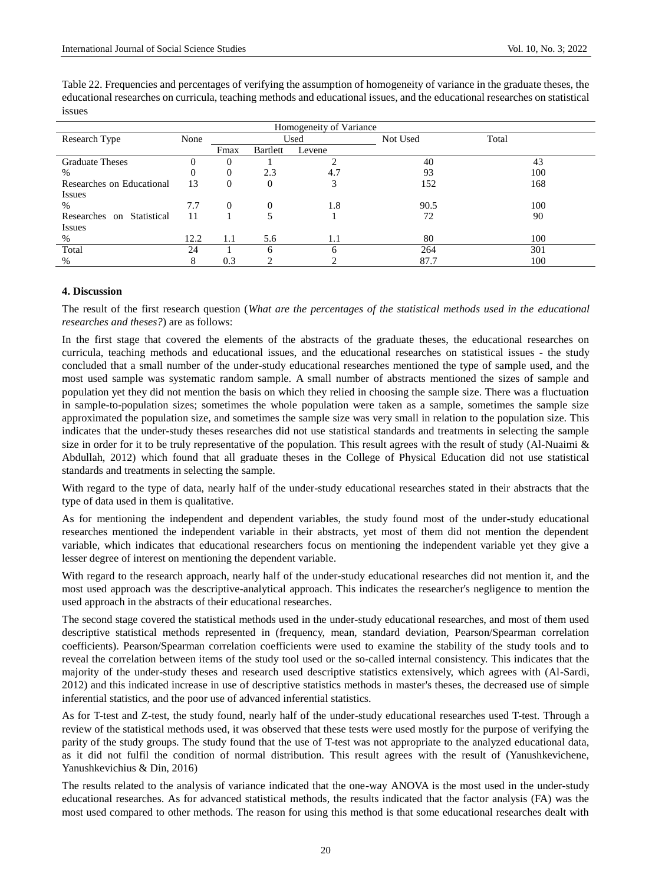Table 22. Frequencies and percentages of verifying the assumption of homogeneity of variance in the graduate theses, the educational researches on curricula, teaching methods and educational issues, and the educational researches on statistical issues

| Homogeneity of Variance | | | | | | |
|---|---|---|---|---|---|---|
| Research Type | None | Used | | | Not Used | Total |
| | | Fmax | Bartlett | Levene | | |
| Graduate Theses | 0 | 0 | 1 | 2 | 40 | 43 |
| % | 0 | 0 | 2.3 | 4.7 | 93 | 100 |
| Researches on Educational Issues | 13 | 0 | 0 | 3 | 152 | 168 |
| % | 7.7 | 0 | 0 | 1.8 | 90.5 | 100 |
| Researches on Statistical Issues | 11 | 1 | 5 | 1 | 72 | 90 |
| % | 12.2 | 1.1 | 5.6 | 1.1 | 80 | 100 |
| Total | 24 | 1 | 6 | 6 | 264 | 301 |
| % | 8 | 0.3 | 2 | 2 | 87.7 | 100 |

## 4. Discussion

The result of the first research question (*What are the percentages of the statistical methods used in the educational researches and theses?*) are as follows:

In the first stage that covered the elements of the abstracts of the graduate theses, the educational researches on curricula, teaching methods and educational issues, and the educational researches on statistical issues - the study concluded that a small number of the under-study educational researches mentioned the type of sample used, and the most used sample was systematic random sample. A small number of abstracts mentioned the sizes of sample and population yet they did not mention the basis on which they relied in choosing the sample size. There was a fluctuation in sample-to-population sizes; sometimes the whole population were taken as a sample, sometimes the sample size approximated the population size, and sometimes the sample size was very small in relation to the population size. This indicates that the under-study theses researches did not use statistical standards and treatments in selecting the sample size in order for it to be truly representative of the population. This result agrees with the result of study (Al-Nuaimi & Abdullah, 2012) which found that all graduate theses in the College of Physical Education did not use statistical standards and treatments in selecting the sample.

With regard to the type of data, nearly half of the under-study educational researches stated in their abstracts that the type of data used in them is qualitative.

As for mentioning the independent and dependent variables, the study found most of the under-study educational researches mentioned the independent variable in their abstracts, yet most of them did not mention the dependent variable, which indicates that educational researchers focus on mentioning the independent variable yet they give a lesser degree of interest on mentioning the dependent variable.

With regard to the research approach, nearly half of the under-study educational researches did not mention it, and the most used approach was the descriptive-analytical approach. This indicates the researcher's negligence to mention the used approach in the abstracts of their educational researches.

The second stage covered the statistical methods used in the under-study educational researches, and most of them used descriptive statistical methods represented in (frequency, mean, standard deviation, Pearson/Spearman correlation coefficients). Pearson/Spearman correlation coefficients were used to examine the stability of the study tools and to reveal the correlation between items of the study tool used or the so-called internal consistency. This indicates that the majority of the under-study theses and research used descriptive statistics extensively, which agrees with (Al-Sardi, 2012) and this indicated increase in use of descriptive statistics methods in master's theses, the decreased use of simple inferential statistics, and the poor use of advanced inferential statistics.

As for T-test and Z-test, the study found, nearly half of the under-study educational researches used T-test. Through a review of the statistical methods used, it was observed that these tests were used mostly for the purpose of verifying the parity of the study groups. The study found that the use of T-test was not appropriate to the analyzed educational data, as it did not fulfil the condition of normal distribution. This result agrees with the result of (Yanushkevichene, Yanushkevichius & Din, 2016)

The results related to the analysis of variance indicated that the one-way ANOVA is the most used in the under-study educational researches. As for advanced statistical methods, the results indicated that the factor analysis (FA) was the most used compared to other methods. The reason for using this method is that some educational researches dealt with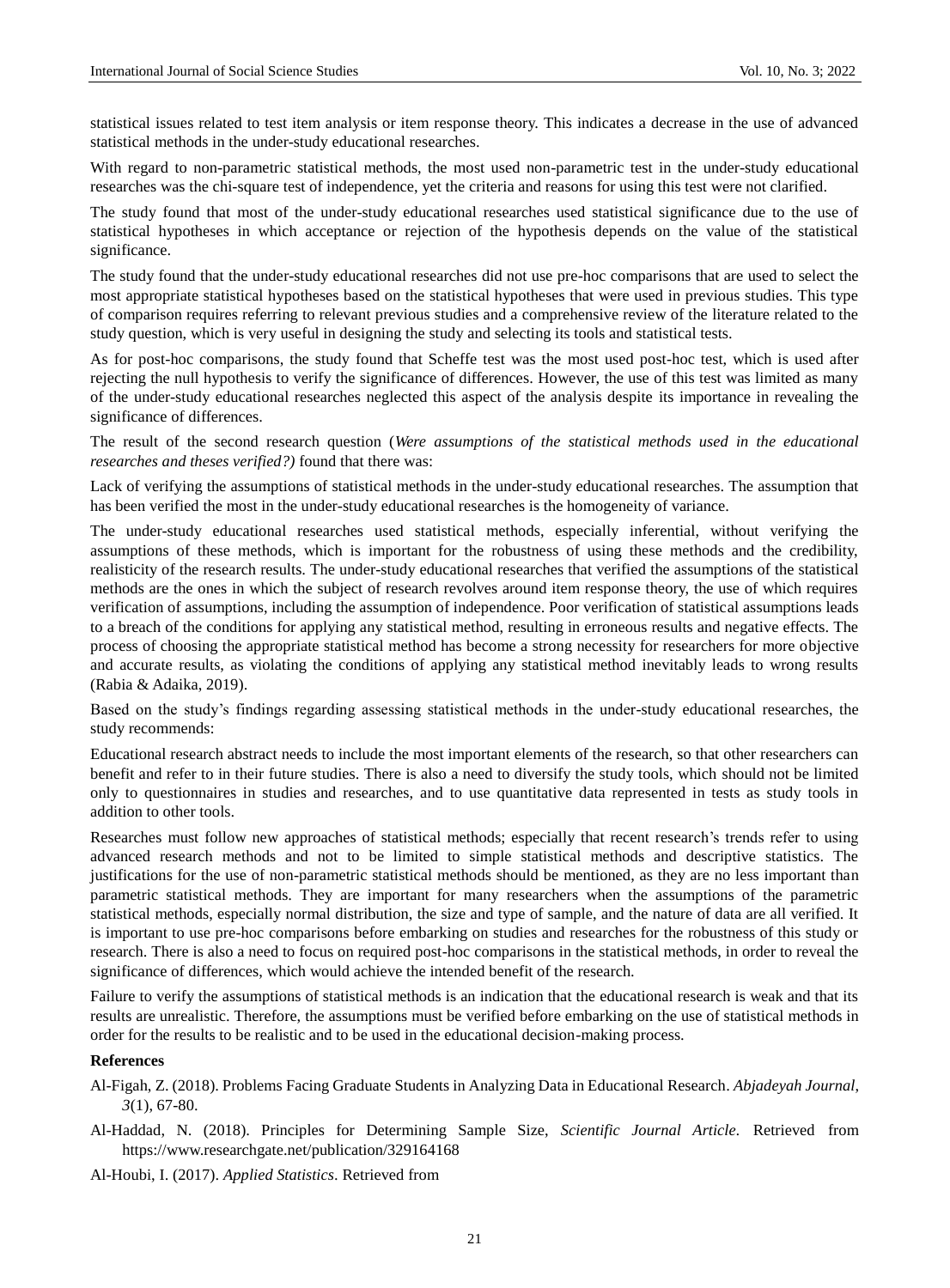statistical issues related to test item analysis or item response theory. This indicates a decrease in the use of advanced statistical methods in the under-study educational researches.

With regard to non-parametric statistical methods, the most used non-parametric test in the under-study educational researches was the chi-square test of independence, yet the criteria and reasons for using this test were not clarified.

The study found that most of the under-study educational researches used statistical significance due to the use of statistical hypotheses in which acceptance or rejection of the hypothesis depends on the value of the statistical significance.

The study found that the under-study educational researches did not use pre-hoc comparisons that are used to select the most appropriate statistical hypotheses based on the statistical hypotheses that were used in previous studies. This type of comparison requires referring to relevant previous studies and a comprehensive review of the literature related to the study question, which is very useful in designing the study and selecting its tools and statistical tests.

As for post-hoc comparisons, the study found that Scheffe test was the most used post-hoc test, which is used after rejecting the null hypothesis to verify the significance of differences. However, the use of this test was limited as many of the under-study educational researches neglected this aspect of the analysis despite its importance in revealing the significance of differences.

The result of the second research question (*Were assumptions of the statistical methods used in the educational researches and theses verified?)* found that there was:

Lack of verifying the assumptions of statistical methods in the under-study educational researches. The assumption that has been verified the most in the under-study educational researches is the homogeneity of variance.

The under-study educational researches used statistical methods, especially inferential, without verifying the assumptions of these methods, which is important for the robustness of using these methods and the credibility, realisticity of the research results. The under-study educational researches that verified the assumptions of the statistical methods are the ones in which the subject of research revolves around item response theory, the use of which requires verification of assumptions, including the assumption of independence. Poor verification of statistical assumptions leads to a breach of the conditions for applying any statistical method, resulting in erroneous results and negative effects. The process of choosing the appropriate statistical method has become a strong necessity for researchers for more objective and accurate results, as violating the conditions of applying any statistical method inevitably leads to wrong results (Rabia & Adaika, 2019).

Based on the study's findings regarding assessing statistical methods in the under-study educational researches, the study recommends:

Educational research abstract needs to include the most important elements of the research, so that other researchers can benefit and refer to in their future studies. There is also a need to diversify the study tools, which should not be limited only to questionnaires in studies and researches, and to use quantitative data represented in tests as study tools in addition to other tools.

Researches must follow new approaches of statistical methods; especially that recent research's trends refer to using advanced research methods and not to be limited to simple statistical methods and descriptive statistics. The justifications for the use of non-parametric statistical methods should be mentioned, as they are no less important than parametric statistical methods. They are important for many researchers when the assumptions of the parametric statistical methods, especially normal distribution, the size and type of sample, and the nature of data are all verified. It is important to use pre-hoc comparisons before embarking on studies and researches for the robustness of this study or research. There is also a need to focus on required post-hoc comparisons in the statistical methods, in order to reveal the significance of differences, which would achieve the intended benefit of the research.

Failure to verify the assumptions of statistical methods is an indication that the educational research is weak and that its results are unrealistic. Therefore, the assumptions must be verified before embarking on the use of statistical methods in order for the results to be realistic and to be used in the educational decision-making process.

## References

Al-Figah, Z. (2018). Problems Facing Graduate Students in Analyzing Data in Educational Research. *Abjadeyah Journal*, *3*(1), 67-80.

Al-Haddad, N. (2018). Principles for Determining Sample Size, *Scientific Journal Article*. Retrieved from https://www.researchgate.net/publication/329164168

Al-Houbi, I. (2017). *Applied Statistics*. Retrieved from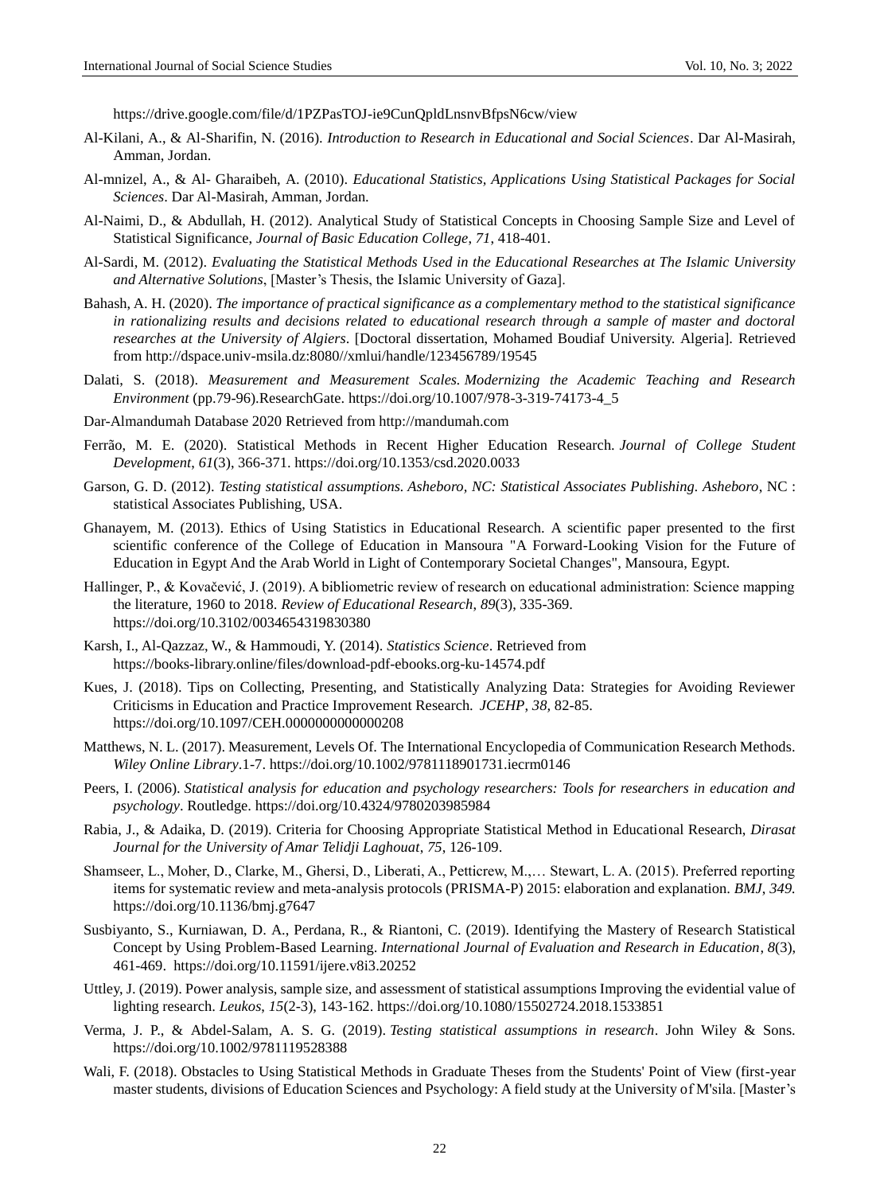https://drive.google.com/file/d/1PZPasTOJ-ie9CunQpldLnsnvBfpsN6cw/view

Al-Kilani, A., & Al-Sharifin, N. (2016). *Introduction to Research in Educational and Social Sciences*. Dar Al-Masirah, Amman, Jordan.

Al-mnizel, A., & Al- Gharaibeh, A. (2010). *Educational Statistics, Applications Using Statistical Packages for Social Sciences*. Dar Al-Masirah, Amman, Jordan.

Al-Naimi, D., & Abdullah, H. (2012). Analytical Study of Statistical Concepts in Choosing Sample Size and Level of Statistical Significance, *Journal of Basic Education College, 71*, 418-401.

Al-Sardi, M. (2012). *Evaluating the Statistical Methods Used in the Educational Researches at The Islamic University and Alternative Solutions*, [Master's Thesis, the Islamic University of Gaza].

Bahash, A. H. (2020). *The importance of practical significance as a complementary method to the statistical significance in rationalizing results and decisions related to educational research through a sample of master and doctoral researches at the University of Algiers*. [Doctoral dissertation, Mohamed Boudiaf University. Algeria]. Retrieved from http://dspace.univ-msila.dz:8080//xmlui/handle/123456789/19545

Dalati, S. (2018). *Measurement and Measurement Scales. Modernizing the Academic Teaching and Research Environment* (pp.79-96).ResearchGate. https://doi.org/10.1007/978-3-319-74173-4_5

Dar-Almandumah Database 2020 Retrieved from http://mandumah.com

Ferrão, M. E. (2020). Statistical Methods in Recent Higher Education Research. *Journal of College Student Development*, *61*(3), 366-371. https://doi.org/10.1353/csd.2020.0033

Garson, G. D. (2012). *Testing statistical assumptions. Asheboro, NC: Statistical Associates Publishing. Asheboro*, NC : statistical Associates Publishing, USA.

Ghanayem, M. (2013). Ethics of Using Statistics in Educational Research. A scientific paper presented to the first scientific conference of the College of Education in Mansoura "A Forward-Looking Vision for the Future of Education in Egypt And the Arab World in Light of Contemporary Societal Changes", Mansoura, Egypt.

Hallinger, P., & Kovačević, J. (2019). A bibliometric review of research on educational administration: Science mapping the literature, 1960 to 2018. *Review of Educational Research*, *89*(3), 335-369. https://doi.org/10.3102/0034654319830380

Karsh, I., Al-Qazzaz, W., & Hammoudi, Y. (2014). *Statistics Science*. Retrieved from https://books-library.online/files/download-pdf-ebooks.org-ku-14574.pdf

Kues, J. (2018). Tips on Collecting, Presenting, and Statistically Analyzing Data: Strategies for Avoiding Reviewer Criticisms in Education and Practice Improvement Research. *JCEHP, 38,* 82-85. https://doi.org/10.1097/CEH.0000000000000208

Matthews, N. L. (2017). Measurement, Levels Of. The International Encyclopedia of Communication Research Methods. *Wiley Online Library*.1-7. https://doi.org/10.1002/9781118901731.iecrm0146

Peers, I. (2006). *Statistical analysis for education and psychology researchers: Tools for researchers in education and psychology*. Routledge. https://doi.org/10.4324/9780203985984

Rabia, J., & Adaika, D. (2019). Criteria for Choosing Appropriate Statistical Method in Educational Research, *Dirasat Journal for the University of Amar Telidji Laghouat*, *75,* 126-109.

Shamseer, L., Moher, D., Clarke, M., Ghersi, D., Liberati, A., Petticrew, M.,… Stewart, L. A. (2015). Preferred reporting items for systematic review and meta-analysis protocols (PRISMA-P) 2015: elaboration and explanation. *BMJ, 349.* https://doi.org/10.1136/bmj.g7647

Susbiyanto, S., Kurniawan, D. A., Perdana, R., & Riantoni, C. (2019). Identifying the Mastery of Research Statistical Concept by Using Problem-Based Learning. *International Journal of Evaluation and Research in Education*, *8*(3), 461-469. https://doi.org/10.11591/ijere.v8i3.20252

Uttley, J. (2019). Power analysis, sample size, and assessment of statistical assumptions Improving the evidential value of lighting research. *Leukos*, *15*(2-3), 143-162. https://doi.org/10.1080/15502724.2018.1533851

Verma, J. P., & Abdel-Salam, A. S. G. (2019). *Testing statistical assumptions in research*. John Wiley & Sons. https://doi.org/10.1002/9781119528388

Wali, F. (2018). Obstacles to Using Statistical Methods in Graduate Theses from the Students' Point of View (first-year master students, divisions of Education Sciences and Psychology: A field study at the University of M'sila. [Master's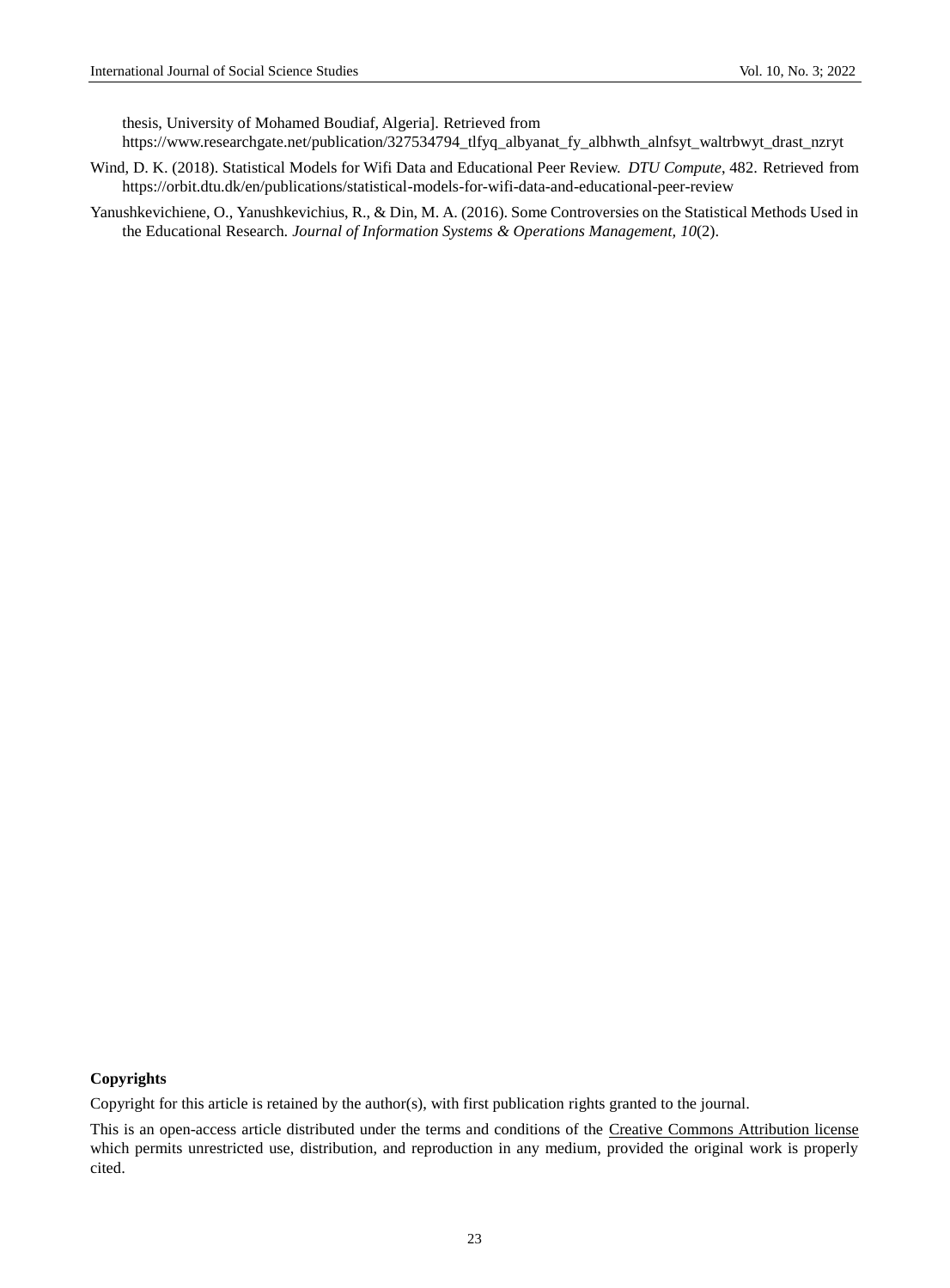thesis, University of Mohamed Boudiaf, Algeria]. Retrieved from https://www.researchgate.net/publication/327534794_tlfyq_albyanat_fy_albhwth_alnfsyt_waltrbwyt_drast_nzryt

Wind, D. K. (2018). Statistical Models for Wifi Data and Educational Peer Review. *DTU Compute*, 482. Retrieved from https://orbit.dtu.dk/en/publications/statistical-models-for-wifi-data-and-educational-peer-review

Yanushkevichiene, O., Yanushkevichius, R., & Din, M. A. (2016). Some Controversies on the Statistical Methods Used in the Educational Research. *Journal of Information Systems & Operations Management, 10*(2).

**Copyrights**

Copyright for this article is retained by the author(s), with first publication rights granted to the journal.

This is an open-access article distributed under the terms and conditions of the Creative Commons Attribution license which permits unrestricted use, distribution, and reproduction in any medium, provided the original work is properly cited.